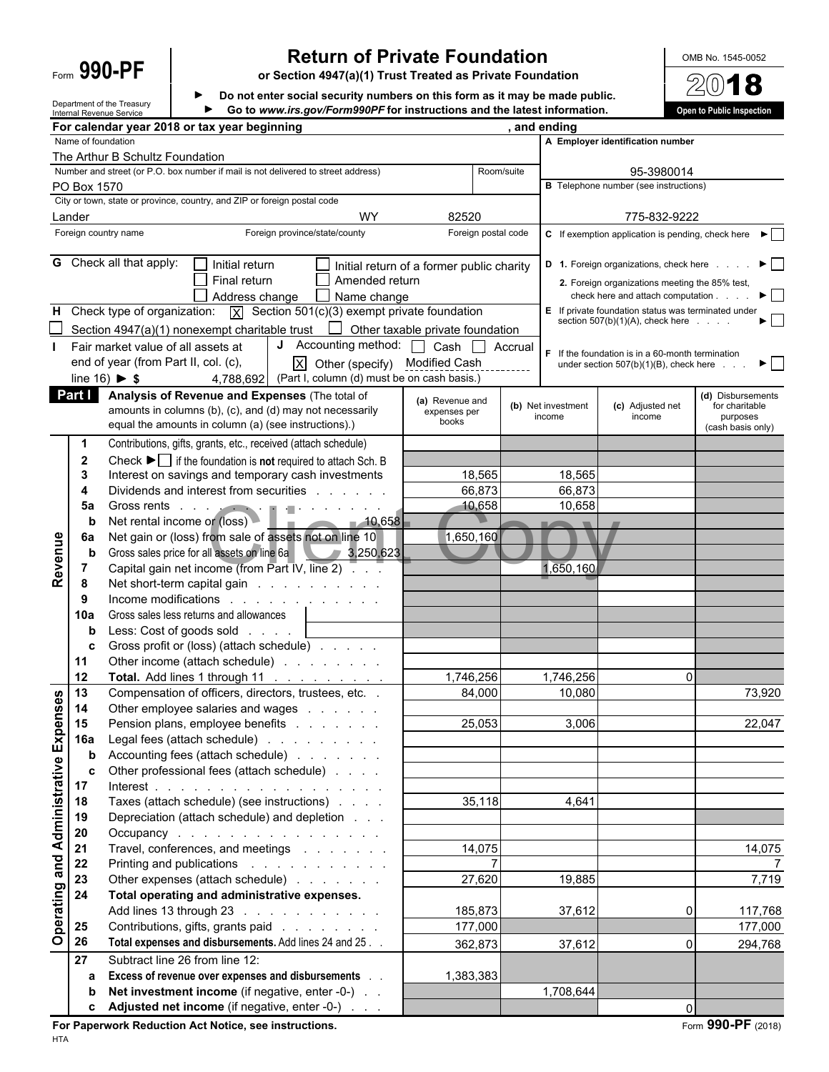Form **990-PF**

Department of the Treasury
Internal Revenue Service

# Return of Private Foundation

**or Section 4947(a)(1) Trust Treated as Private Foundation**

► **Do not enter social security numbers on this form as it may be made public.**
► **Go to *www.irs.gov/Form990PF* for instructions and the latest information.**

OMB No. 1545-0052

**2018**

**Open to Public Inspection**

**For calendar year 2018 or tax year beginning , and ending**

Name of foundation: The Arthur B Schultz Foundation

A Employer identification number: 95-3980014

Number and street (or P.O. box number if mail is not delivered to street address): PO Box 1570 — Room/suite:

B Telephone number (see instructions): 775-832-9222

City or town, state or province, country, and ZIP or foreign postal code: Lander WY 82520

Foreign country name — Foreign province/state/county — Foreign postal code

C If exemption application is pending, check here ► ☐

G Check all that apply: ☐ Initial return ☐ Initial return of a former public charity ☐ Final return ☐ Amended return ☐ Address change ☐ Name change

D 1. Foreign organizations, check here ► ☐
2. Foreign organizations meeting the 85% test, check here and attach computation ► ☐

H Check type of organization: ☒ Section 501(c)(3) exempt private foundation ☐ Section 4947(a)(1) nonexempt charitable trust ☐ Other taxable private foundation

E If private foundation status was terminated under section 507(b)(1)(A), check here ► ☐

I Fair market value of all assets at end of year (from Part II, col. (c), line 16) ► $ 4,788,692

J Accounting method: ☐ Cash ☐ Accrual ☒ Other (specify) Modified Cash (Part I, column (d) must be on cash basis.)

F If the foundation is in a 60-month termination under section 507(b)(1)(B), check here ► ☐

## Part I Analysis of Revenue and Expenses

(The total of amounts in columns (b), (c), and (d) may not necessarily equal the amounts in column (a) (see instructions).)

| | Line | Description | (a) Revenue and expenses per books | (b) Net investment income | (c) Adjusted net income | (d) Disbursements for charitable purposes (cash basis only) |
|---|---|---|---|---|---|---|
| Revenue | 1 | Contributions, gifts, grants, etc., received (attach schedule) | | | | |
| | 2 | Check ► ☐ if the foundation is **not** required to attach Sch. B | | | | |
| | 3 | Interest on savings and temporary cash investments | 18,565 | 18,565 | | |
| | 4 | Dividends and interest from securities | 66,873 | 66,873 | | |
| | 5a | Gross rents | 10,658 | 10,658 | | |
| | b | Net rental income or (loss) 10,658 | | | | |
| | 6a | Net gain or (loss) from sale of assets not on line 10 | 1,650,160 | | | |
| | b | Gross sales price for all assets on line 6a 3,250,623 | | | | |
| | 7 | Capital gain net income (from Part IV, line 2) | | 1,650,160 | | |
| | 8 | Net short-term capital gain | | | | |
| | 9 | Income modifications | | | | |
| | 10a | Gross sales less returns and allowances | | | | |
| | b | Less: Cost of goods sold | | | | |
| | c | Gross profit or (loss) (attach schedule) | | | | |
| | 11 | Other income (attach schedule) | | | | |
| | 12 | **Total.** Add lines 1 through 11 | 1,746,256 | 1,746,256 | 0 | |
| Operating and Administrative Expenses | 13 | Compensation of officers, directors, trustees, etc. | 84,000 | 10,080 | | 73,920 |
| | 14 | Other employee salaries and wages | | | | |
| | 15 | Pension plans, employee benefits | 25,053 | 3,006 | | 22,047 |
| | 16a | Legal fees (attach schedule) | | | | |
| | b | Accounting fees (attach schedule) | | | | |
| | c | Other professional fees (attach schedule) | | | | |
| | 17 | Interest | | | | |
| | 18 | Taxes (attach schedule) (see instructions) | 35,118 | 4,641 | | |
| | 19 | Depreciation (attach schedule) and depletion | | | | |
| | 20 | Occupancy | | | | |
| | 21 | Travel, conferences, and meetings | 14,075 | | | 14,075 |
| | 22 | Printing and publications | 7 | | | 7 |
| | 23 | Other expenses (attach schedule) | 27,620 | 19,885 | | 7,719 |
| | 24 | **Total operating and administrative expenses.** Add lines 13 through 23 | 185,873 | 37,612 | 0 | 117,768 |
| | 25 | Contributions, gifts, grants paid | 177,000 | | | 177,000 |
| | 26 | **Total expenses and disbursements.** Add lines 24 and 25 | 362,873 | 37,612 | 0 | 294,768 |
| | 27 | Subtract line 26 from line 12: | | | | |
| | a | **Excess of revenue over expenses and disbursements** | 1,383,383 | | | |
| | b | **Net investment income** (if negative, enter -0-) | | 1,708,644 | | |
| | c | **Adjusted net income** (if negative, enter -0-) | | | 0 | |

**For Paperwork Reduction Act Notice, see instructions.**

HTA

Form **990-PF** (2018)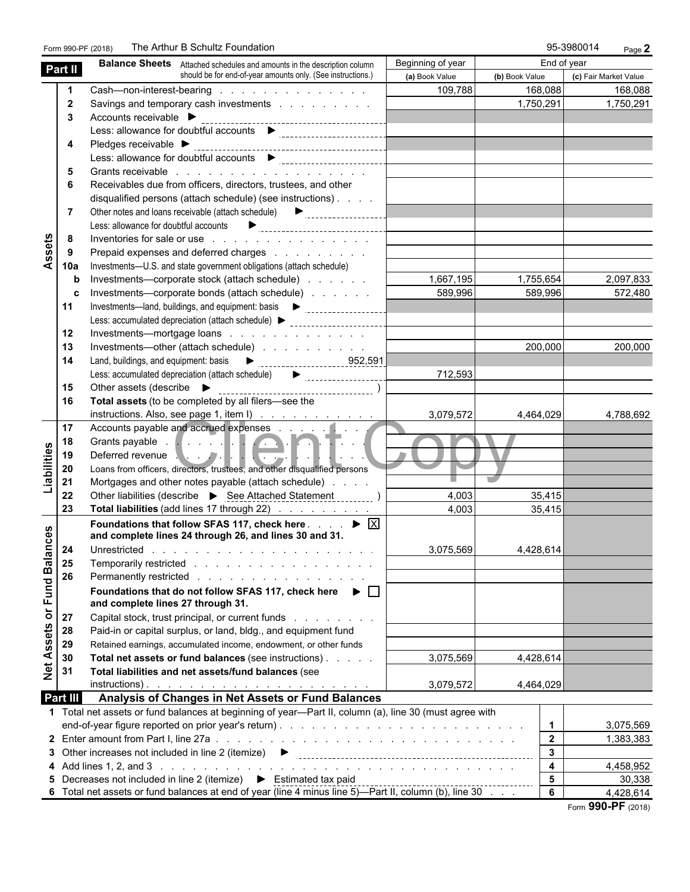Form 990-PF (2018) The Arthur B Schultz Foundation 95-3980014 Page **2**

| Part II | | **Balance Sheets** Attached schedules and amounts in the description column should be for end-of-year amounts only. (See instructions.) | Beginning of year (a) Book Value | End of year (b) Book Value | End of year (c) Fair Market Value |
|---|---|---|---|---|---|
| Assets | 1 | Cash—non-interest-bearing | 109,788 | 168,088 | 168,088 |
| | 2 | Savings and temporary cash investments | | 1,750,291 | 1,750,291 |
| | 3 | Accounts receivable ▶ | | | |
| | | Less: allowance for doubtful accounts ▶ | | | |
| | 4 | Pledges receivable ▶ | | | |
| | | Less: allowance for doubtful accounts ▶ | | | |
| | 5 | Grants receivable | | | |
| | 6 | Receivables due from officers, directors, trustees, and other disqualified persons (attach schedule) (see instructions) | | | |
| | 7 | Other notes and loans receivable (attach schedule) ▶ | | | |
| | | Less: allowance for doubtful accounts ▶ | | | |
| | 8 | Inventories for sale or use | | | |
| | 9 | Prepaid expenses and deferred charges | | | |
| | 10a | Investments—U.S. and state government obligations (attach schedule) | | | |
| | b | Investments—corporate stock (attach schedule) | 1,667,195 | 1,755,654 | 2,097,833 |
| | c | Investments—corporate bonds (attach schedule) | 589,996 | 589,996 | 572,480 |
| | 11 | Investments—land, buildings, and equipment: basis ▶ | | | |
| | | Less: accumulated depreciation (attach schedule) ▶ | | | |
| | 12 | Investments—mortgage loans | | | |
| | 13 | Investments—other (attach schedule) | | 200,000 | 200,000 |
| | 14 | Land, buildings, and equipment: basis ▶ 952,591 | | | |
| | | Less: accumulated depreciation (attach schedule) ▶ | 712,593 | | |
| | 15 | Other assets (describe ▶ ) | | | |
| | 16 | **Total assets** (to be completed by all filers—see the instructions. Also, see page 1, item I) | 3,079,572 | 4,464,029 | 4,788,692 |
| Liabilities | 17 | Accounts payable and accrued expenses | | | |
| | 18 | Grants payable | | | |
| | 19 | Deferred revenue | | | |
| | 20 | Loans from officers, directors, trustees, and other disqualified persons | | | |
| | 21 | Mortgages and other notes payable (attach schedule) | | | |
| | 22 | Other liabilities (describe ▶ See Attached Statement ) | 4,003 | 35,415 | |
| | 23 | **Total liabilities** (add lines 17 through 22) | 4,003 | 35,415 | |
| Net Assets or Fund Balances | | **Foundations that follow SFAS 117, check here** ▶ [X] **and complete lines 24 through 26, and lines 30 and 31.** | | | |
| | 24 | Unrestricted | 3,075,569 | 4,428,614 | |
| | 25 | Temporarily restricted | | | |
| | 26 | Permanently restricted | | | |
| | | **Foundations that do not follow SFAS 117, check here** ▶ [ ] **and complete lines 27 through 31.** | | | |
| | 27 | Capital stock, trust principal, or current funds | | | |
| | 28 | Paid-in or capital surplus, or land, bldg., and equipment fund | | | |
| | 29 | Retained earnings, accumulated income, endowment, or other funds | | | |
| | 30 | **Total net assets or fund balances** (see instructions) | 3,075,569 | 4,428,614 | |
| | 31 | **Total liabilities and net assets/fund balances** (see instructions) | 3,079,572 | 4,464,029 | |

**Part III Analysis of Changes in Net Assets or Fund Balances**

| | | Line | Amount |
|---|---|---|---|
| 1 | Total net assets or fund balances at beginning of year—Part II, column (a), line 30 (must agree with end-of-year figure reported on prior year's return) | 1 | 3,075,569 |
| 2 | Enter amount from Part I, line 27a | 2 | 1,383,383 |
| 3 | Other increases not included in line 2 (itemize) ▶ | 3 | |
| 4 | Add lines 1, 2, and 3 | 4 | 4,458,952 |
| 5 | Decreases not included in line 2 (itemize) ▶ Estimated tax paid | 5 | 30,338 |
| 6 | Total net assets or fund balances at end of year (line 4 minus line 5)—Part II, column (b), line 30 | 6 | 4,428,614 |

Form **990-PF** (2018)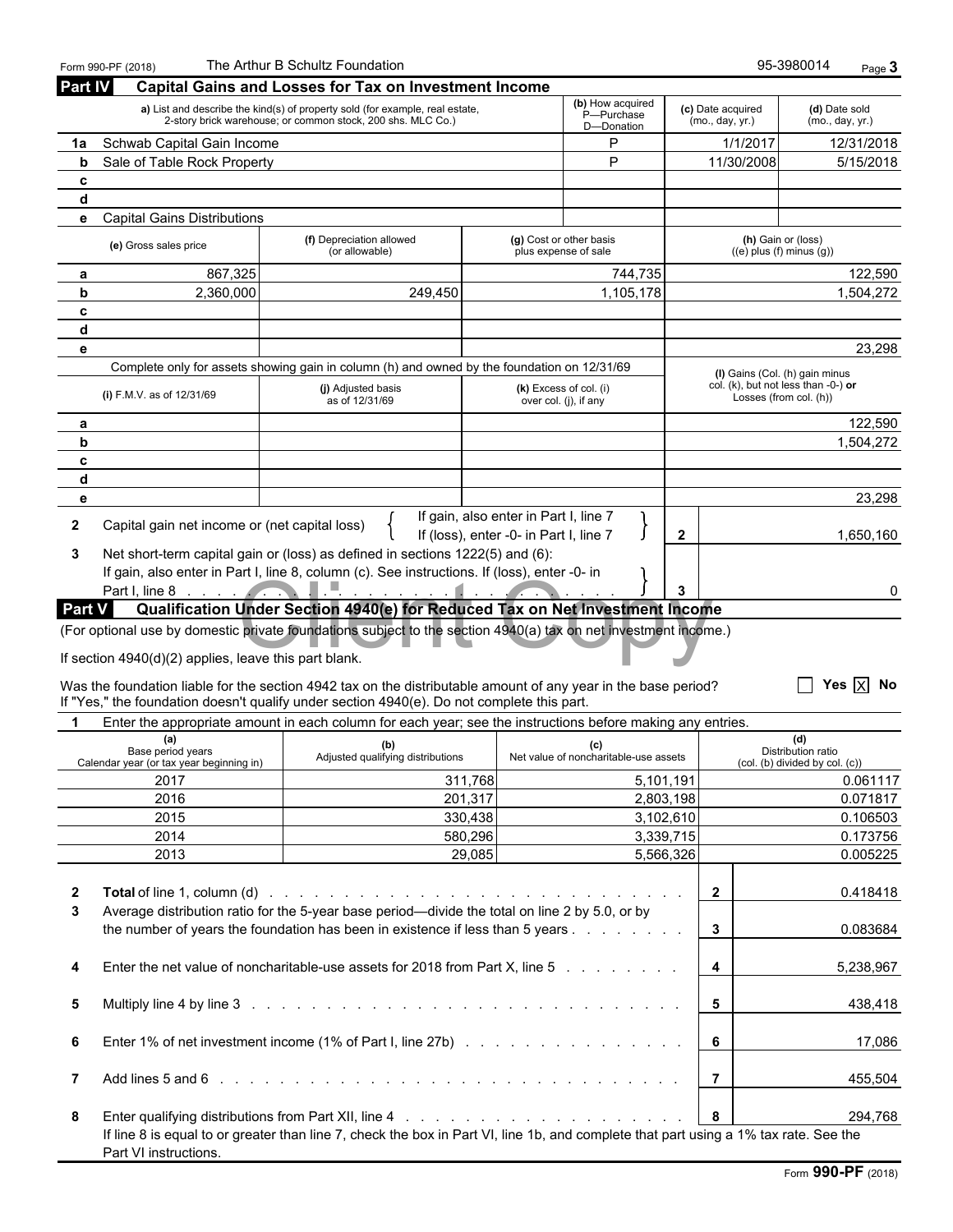Form 990-PF (2018) The Arthur B Schultz Foundation 95-3980014

## Part IV Capital Gains and Losses for Tax on Investment Income

| | a) List and describe the kind(s) of property sold (for example, real estate, 2-story brick warehouse; or common stock, 200 shs. MLC Co.) | (b) How acquired P—Purchase D—Donation | (c) Date acquired (mo., day, yr.) | (d) Date sold (mo., day, yr.) |
|---|---|---|---|---|
| 1a | Schwab Capital Gain Income | P | 1/1/2017 | 12/31/2018 |
| b | Sale of Table Rock Property | P | 11/30/2008 | 5/15/2018 |
| c | | | | |
| d | | | | |
| e | Capital Gains Distributions | | | |

| | (e) Gross sales price | (f) Depreciation allowed (or allowable) | (g) Cost or other basis plus expense of sale | (h) Gain or (loss) ((e) plus (f) minus (g)) |
|---|---|---|---|---|
| a | 867,325 | | 744,735 | 122,590 |
| b | 2,360,000 | 249,450 | 1,105,178 | 1,504,272 |
| c | | | | |
| d | | | | |
| e | | | | 23,298 |

Complete only for assets showing gain in column (h) and owned by the foundation on 12/31/69

| | (i) F.M.V. as of 12/31/69 | (j) Adjusted basis as of 12/31/69 | (k) Excess of col. (i) over col. (j), if any | (l) Gains (Col. (h) gain minus col. (k), but not less than -0-) **or** Losses (from col. (h)) |
|---|---|---|---|---|
| a | | | | 122,590 |
| b | | | | 1,504,272 |
| c | | | | |
| d | | | | |
| e | | | | 23,298 |

| | | | |
|---|---|---|---|
| 2 | Capital gain net income or (net capital loss) { If gain, also enter in Part I, line 7; If (loss), enter -0- in Part I, line 7 } | 2 | 1,650,160 |
| 3 | Net short-term capital gain or (loss) as defined in sections 1222(5) and (6): If gain, also enter in Part I, line 8, column (c). See instructions. If (loss), enter -0- in Part I, line 8 | 3 | 0 |

## Part V Qualification Under Section 4940(e) for Reduced Tax on Net Investment Income

(For optional use by domestic private foundations subject to the section 4940(a) tax on net investment income.)

If section 4940(d)(2) applies, leave this part blank.

Was the foundation liable for the section 4942 tax on the distributable amount of any year in the base period? ☐ Yes ☒ No

If "Yes," the foundation doesn't qualify under section 4940(e). Do not complete this part.

**1** Enter the appropriate amount in each column for each year; see the instructions before making any entries.

| (a) Base period years Calendar year (or tax year beginning in) | (b) Adjusted qualifying distributions | (c) Net value of noncharitable-use assets | (d) Distribution ratio (col. (b) divided by col. (c)) |
|---|---|---|---|
| 2017 | 311,768 | 5,101,191 | 0.061117 |
| 2016 | 201,317 | 2,803,198 | 0.071817 |
| 2015 | 330,438 | 3,102,610 | 0.106503 |
| 2014 | 580,296 | 3,339,715 | 0.173756 |
| 2013 | 29,085 | 5,566,326 | 0.005225 |

| | | | |
|---|---|---|---|
| 2 | **Total** of line 1, column (d) | 2 | 0.418418 |
| 3 | Average distribution ratio for the 5-year base period—divide the total on line 2 by 5.0, or by the number of years the foundation has been in existence if less than 5 years | 3 | 0.083684 |
| 4 | Enter the net value of noncharitable-use assets for 2018 from Part X, line 5 | 4 | 5,238,967 |
| 5 | Multiply line 4 by line 3 | 5 | 438,418 |
| 6 | Enter 1% of net investment income (1% of Part I, line 27b) | 6 | 17,086 |
| 7 | Add lines 5 and 6 | 7 | 455,504 |
| 8 | Enter qualifying distributions from Part XII, line 4 | 8 | 294,768 |

If line 8 is equal to or greater than line 7, check the box in Part VI, line 1b, and complete that part using a 1% tax rate. See the Part VI instructions.

Form **990-PF** (2018)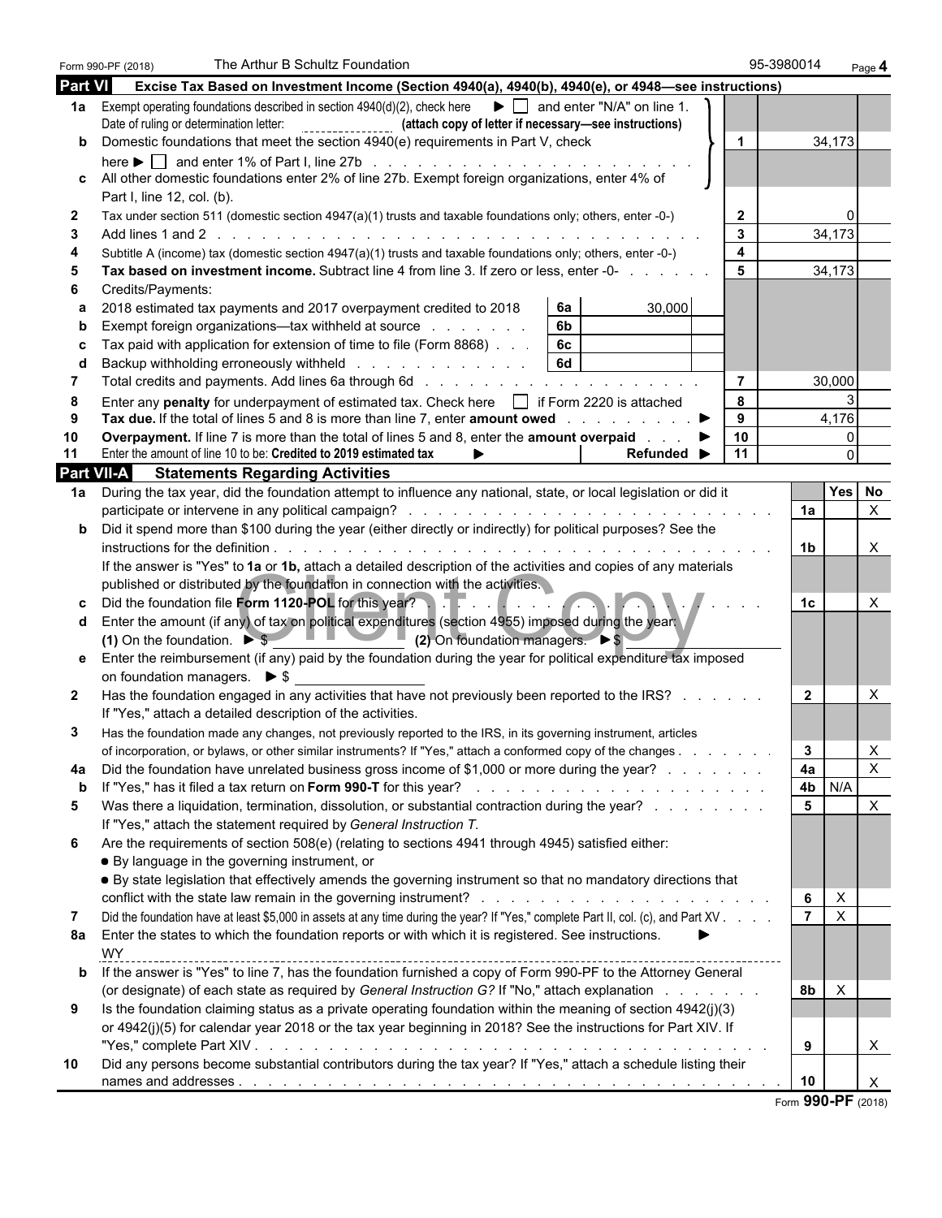Form 990-PF (2018) The Arthur B Schultz Foundation 95-3980014

## Part VI Excise Tax Based on Investment Income (Section 4940(a), 4940(b), 4940(e), or 4948—see instructions)

| | | | | | |
|---|---|---|---|---|---|
| 1a | Exempt operating foundations described in section 4940(d)(2), check here ▶ ☐ and enter "N/A" on line 1. Date of ruling or determination letter: (attach copy of letter if necessary—see instructions) | | | | |
| b | Domestic foundations that meet the section 4940(e) requirements in Part V, check here ▶ ☐ and enter 1% of Part I, line 27b | | | 1 | 34,173 |
| c | All other domestic foundations enter 2% of line 27b. Exempt foreign organizations, enter 4% of Part I, line 12, col. (b). | | | | |
| 2 | Tax under section 511 (domestic section 4947(a)(1) trusts and taxable foundations only; others, enter -0-) | | | 2 | 0 |
| 3 | Add lines 1 and 2 | | | 3 | 34,173 |
| 4 | Subtitle A (income) tax (domestic section 4947(a)(1) trusts and taxable foundations only; others, enter -0-) | | | 4 | |
| 5 | **Tax based on investment income.** Subtract line 4 from line 3. If zero or less, enter -0- | | | 5 | 34,173 |
| 6 | Credits/Payments: | | | | |
| a | 2018 estimated tax payments and 2017 overpayment credited to 2018 | 6a | 30,000 | | |
| b | Exempt foreign organizations—tax withheld at source | 6b | | | |
| c | Tax paid with application for extension of time to file (Form 8868) | 6c | | | |
| d | Backup withholding erroneously withheld | 6d | | | |
| 7 | Total credits and payments. Add lines 6a through 6d | | | 7 | 30,000 |
| 8 | Enter any **penalty** for underpayment of estimated tax. Check here ☐ if Form 2220 is attached | | | 8 | 3 |
| 9 | **Tax due.** If the total of lines 5 and 8 is more than line 7, enter **amount owed** ▶ | | | 9 | 4,176 |
| 10 | **Overpayment.** If line 7 is more than the total of lines 5 and 8, enter the **amount overpaid** ▶ | | | 10 | 0 |
| 11 | Enter the amount of line 10 to be: **Credited to 2019 estimated tax** ▶ | | **Refunded** ▶ | 11 | 0 |

## Part VII-A Statements Regarding Activities

| | | | Yes | No |
|---|---|---|---|---|
| 1a | During the tax year, did the foundation attempt to influence any national, state, or local legislation or did it participate or intervene in any political campaign? | 1a | | X |
| b | Did it spend more than $100 during the year (either directly or indirectly) for political purposes? See the instructions for the definition | 1b | | X |
| | If the answer is "Yes" to **1a** or **1b**, attach a detailed description of the activities and copies of any materials published or distributed by the foundation in connection with the activities. | | | |
| c | Did the foundation file **Form 1120-POL** for this year? | 1c | | X |
| d | Enter the amount (if any) of tax on political expenditures (section 4955) imposed during the year: **(1)** On the foundation. ▶ $ **(2)** On foundation managers. ▶ $ | | | |
| e | Enter the reimbursement (if any) paid by the foundation during the year for political expenditure tax imposed on foundation managers. ▶ $ | | | |
| 2 | Has the foundation engaged in any activities that have not previously been reported to the IRS? If "Yes," attach a detailed description of the activities. | 2 | | X |
| 3 | Has the foundation made any changes, not previously reported to the IRS, in its governing instrument, articles of incorporation, or bylaws, or other similar instruments? If "Yes," attach a conformed copy of the changes | 3 | | X |
| 4a | Did the foundation have unrelated business gross income of $1,000 or more during the year? | 4a | | X |
| b | If "Yes," has it filed a tax return on **Form 990-T** for this year? | 4b | N/A | |
| 5 | Was there a liquidation, termination, dissolution, or substantial contraction during the year? If "Yes," attach the statement required by *General Instruction T.* | 5 | | X |
| 6 | Are the requirements of section 508(e) (relating to sections 4941 through 4945) satisfied either: • By language in the governing instrument, or • By state legislation that effectively amends the governing instrument so that no mandatory directions that conflict with the state law remain in the governing instrument? | 6 | X | |
| 7 | Did the foundation have at least $5,000 in assets at any time during the year? If "Yes," complete Part II, col. (c), and Part XV | 7 | X | |
| 8a | Enter the states to which the foundation reports or with which it is registered. See instructions. ▶ WY | | | |
| b | If the answer is "Yes" to line 7, has the foundation furnished a copy of Form 990-PF to the Attorney General (or designate) of each state as required by *General Instruction G?* If "No," attach explanation | 8b | X | |
| 9 | Is the foundation claiming status as a private operating foundation within the meaning of section 4942(j)(3) or 4942(j)(5) for calendar year 2018 or the tax year beginning in 2018? See the instructions for Part XIV. If "Yes," complete Part XIV | 9 | | X |
| 10 | Did any persons become substantial contributors during the tax year? If "Yes," attach a schedule listing their names and addresses | 10 | | X |

Form **990-PF** (2018)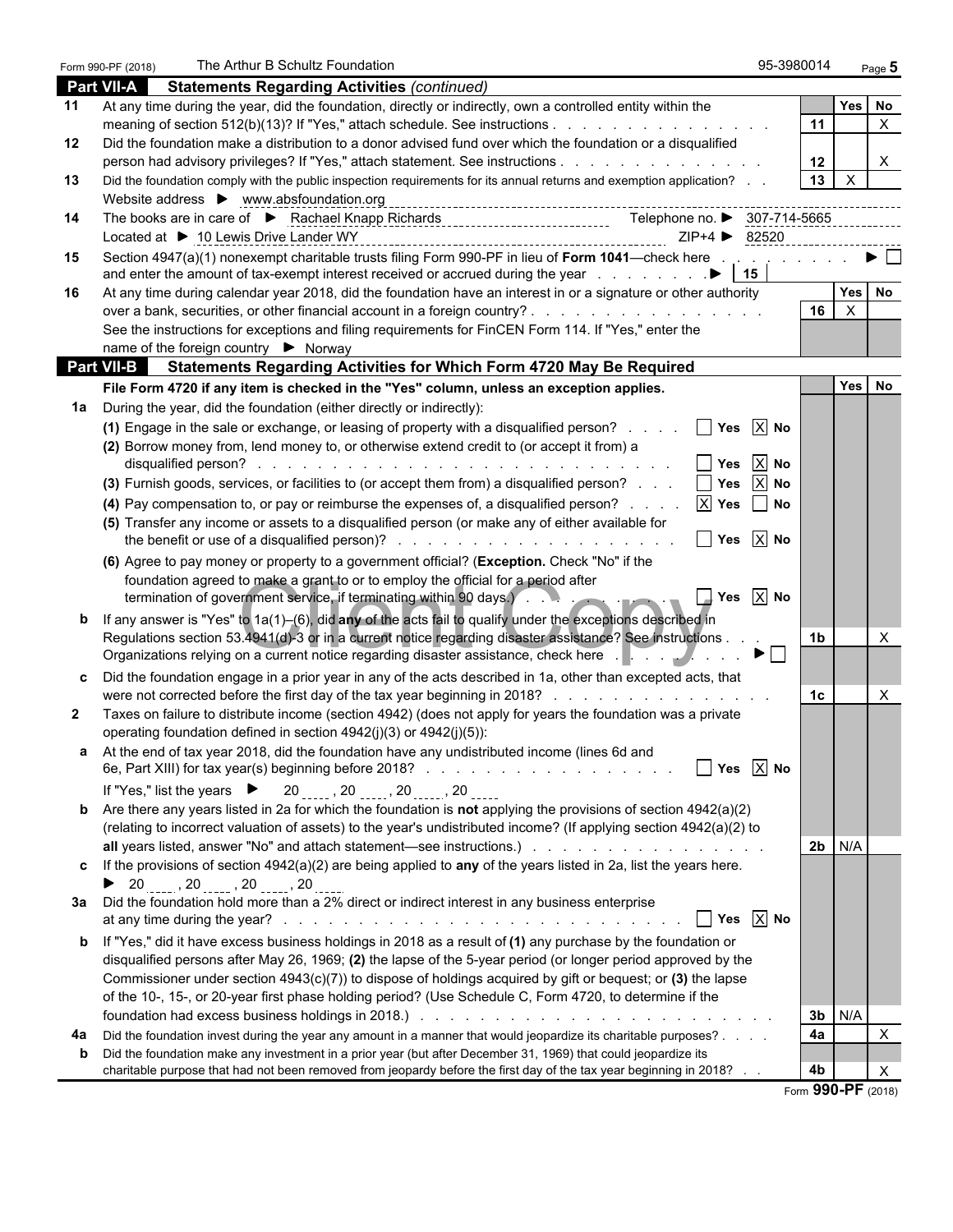Form 990-PF (2018) The Arthur B Schultz Foundation 95-3980014

## Part VII-A Statements Regarding Activities *(continued)*

| | | | Yes | No |
|---|---|---|---|---|
| **11** | At any time during the year, did the foundation, directly or indirectly, own a controlled entity within the meaning of section 512(b)(13)? If "Yes," attach schedule. See instructions | 11 | | X |
| **12** | Did the foundation make a distribution to a donor advised fund over which the foundation or a disqualified person had advisory privileges? If "Yes," attach statement. See instructions | 12 | | X |
| **13** | Did the foundation comply with the public inspection requirements for its annual returns and exemption application? | 13 | X | |
| | Website address ▶ www.absfoundation.org | | | |
| **14** | The books are in care of ▶ Rachael Knapp Richards Telephone no. ▶ 307-714-5665 | | | |
| | Located at ▶ 10 Lewis Drive Lander WY ZIP+4 ▶ 82520 | | | |
| **15** | Section 4947(a)(1) nonexempt charitable trusts filing Form 990-PF in lieu of **Form 1041**—check here ▶ ☐ and enter the amount of tax-exempt interest received or accrued during the year ▶ 15 | | | |
| **16** | At any time during calendar year 2018, did the foundation have an interest in or a signature or other authority over a bank, securities, or other financial account in a foreign country? | 16 | X | |
| | See the instructions for exceptions and filing requirements for FinCEN Form 114. If "Yes," enter the name of the foreign country ▶ Norway | | | |

## Part VII-B Statements Regarding Activities for Which Form 4720 May Be Required

**File Form 4720 if any item is checked in the "Yes" column, unless an exception applies.**

| | | | Yes | No |
|---|---|---|---|---|
| **1a** | During the year, did the foundation (either directly or indirectly): | | | |
| | **(1)** Engage in the sale or exchange, or leasing of property with a disqualified person? ☐ Yes ☒ No | | | |
| | **(2)** Borrow money from, lend money to, or otherwise extend credit to (or accept it from) a disqualified person? ☐ Yes ☒ No | | | |
| | **(3)** Furnish goods, services, or facilities to (or accept them from) a disqualified person? ☐ Yes ☒ No | | | |
| | **(4)** Pay compensation to, or pay or reimburse the expenses of, a disqualified person? ☒ Yes ☐ No | | | |
| | **(5)** Transfer any income or assets to a disqualified person (or make any of either available for the benefit or use of a disqualified person)? ☐ Yes ☒ No | | | |
| | **(6)** Agree to pay money or property to a government official? (**Exception.** Check "No" if the foundation agreed to make a grant to or to employ the official for a period after termination of government service, if terminating within 90 days.) ☐ Yes ☒ No | | | |
| **b** | If any answer is "Yes" to 1a(1)–(6), did **any** of the acts fail to qualify under the exceptions described in Regulations section 53.4941(d)-3 or in a current notice regarding disaster assistance? See instructions | 1b | | X |
| | Organizations relying on a current notice regarding disaster assistance, check here ▶ ☐ | | | |
| **c** | Did the foundation engage in a prior year in any of the acts described in 1a, other than excepted acts, that were not corrected before the first day of the tax year beginning in 2018? | 1c | | X |
| **2** | Taxes on failure to distribute income (section 4942) (does not apply for years the foundation was a private operating foundation defined in section 4942(j)(3) or 4942(j)(5)): | | | |
| **a** | At the end of tax year 2018, did the foundation have any undistributed income (lines 6d and 6e, Part XIII) for tax year(s) beginning before 2018? ☐ Yes ☒ No | | | |
| | If "Yes," list the years ▶ 20 \_\_, 20 \_\_, 20 \_\_, 20 \_\_ | | | |
| **b** | Are there any years listed in 2a for which the foundation is **not** applying the provisions of section 4942(a)(2) (relating to incorrect valuation of assets) to the year's undistributed income? (If applying section 4942(a)(2) to **all** years listed, answer "No" and attach statement—see instructions.) | 2b | N/A | |
| **c** | If the provisions of section 4942(a)(2) are being applied to **any** of the years listed in 2a, list the years here. ▶ 20 \_\_, 20 \_\_, 20 \_\_, 20 \_\_ | | | |
| **3a** | Did the foundation hold more than a 2% direct or indirect interest in any business enterprise at any time during the year? ☐ Yes ☒ No | | | |
| **b** | If "Yes," did it have excess business holdings in 2018 as a result of **(1)** any purchase by the foundation or disqualified persons after May 26, 1969; **(2)** the lapse of the 5-year period (or longer period approved by the Commissioner under section 4943(c)(7)) to dispose of holdings acquired by gift or bequest; or **(3)** the lapse of the 10-, 15-, or 20-year first phase holding period? (Use Schedule C, Form 4720, to determine if the foundation had excess business holdings in 2018.) | 3b | N/A | |
| **4a** | Did the foundation invest during the year any amount in a manner that would jeopardize its charitable purposes? | 4a | | X |
| **b** | Did the foundation make any investment in a prior year (but after December 31, 1969) that could jeopardize its charitable purpose that had not been removed from jeopardy before the first day of the tax year beginning in 2018? | 4b | | X |

Form **990-PF** (2018)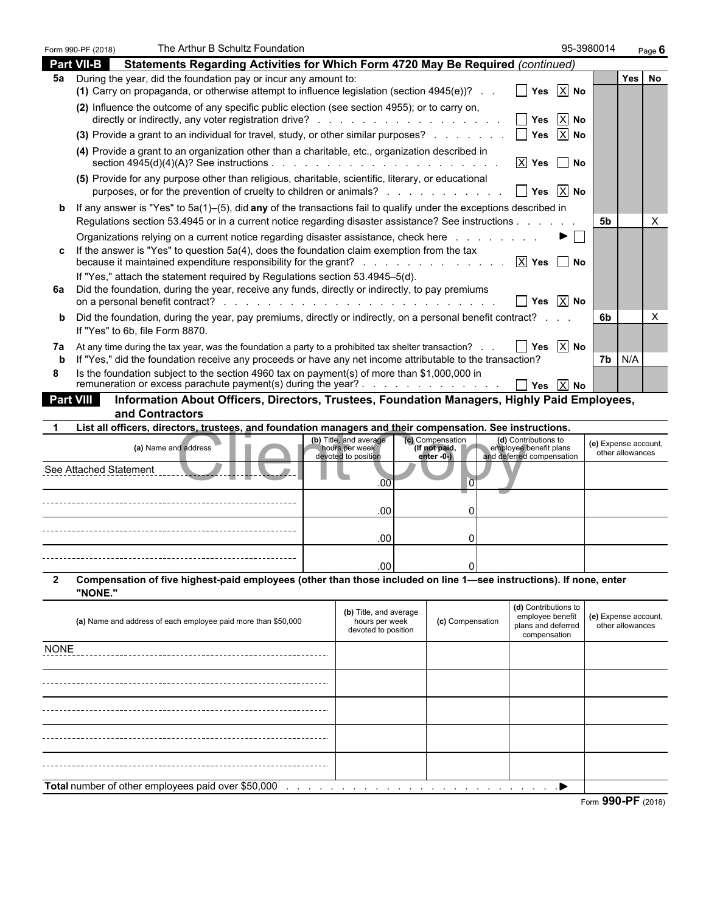Form 990-PF (2018) The Arthur B Schultz Foundation 95-3980014 Page 6

## Part VII-B Statements Regarding Activities for Which Form 4720 May Be Required *(continued)*

| | | | Yes | No |
|---|---|---|---|---|
| **5a** | During the year, did the foundation pay or incur any amount to: | | | |
| | **(1)** Carry on propaganda, or otherwise attempt to influence legislation (section 4945(e))? . . . ☐ Yes ☒ No | | | |
| | **(2)** Influence the outcome of any specific public election (see section 4955); or to carry on, directly or indirectly, any voter registration drive? . . . ☐ Yes ☒ No | | | |
| | **(3)** Provide a grant to an individual for travel, study, or other similar purposes? . . . ☐ Yes ☒ No | | | |
| | **(4)** Provide a grant to an organization other than a charitable, etc., organization described in section 4945(d)(4)(A)? See instructions . . . ☒ Yes ☐ No | | | |
| | **(5)** Provide for any purpose other than religious, charitable, scientific, literary, or educational purposes, or for the prevention of cruelty to children or animals? . . . ☐ Yes ☒ No | | | |
| **b** | If any answer is "Yes" to 5a(1)–(5), did **any** of the transactions fail to qualify under the exceptions described in Regulations section 53.4945 or in a current notice regarding disaster assistance? See instructions . . . | 5b | | X |
| | Organizations relying on a current notice regarding disaster assistance, check here . . . ▶ ☐ | | | |
| **c** | If the answer is "Yes" to question 5a(4), does the foundation claim exemption from the tax because it maintained expenditure responsibility for the grant? . . . ☒ Yes ☐ No | | | |
| | If "Yes," attach the statement required by Regulations section 53.4945–5(d). | | | |
| **6a** | Did the foundation, during the year, receive any funds, directly or indirectly, to pay premiums on a personal benefit contract? . . . ☐ Yes ☒ No | | | |
| **b** | Did the foundation, during the year, pay premiums, directly or indirectly, on a personal benefit contract? . . . If "Yes" to 6b, file Form 8870. | 6b | | X |
| **7a** | At any time during the tax year, was the foundation a party to a prohibited tax shelter transaction? . . . ☐ Yes ☒ No | | | |
| **b** | If "Yes," did the foundation receive any proceeds or have any net income attributable to the transaction? | 7b | N/A | |
| **8** | Is the foundation subject to the section 4960 tax on payment(s) of more than $1,000,000 in remuneration or excess parachute payment(s) during the year? . . . ☐ Yes ☒ No | | | |

## Part VIII Information About Officers, Directors, Trustees, Foundation Managers, Highly Paid Employees, and Contractors

**1 List all officers, directors, trustees, and foundation managers and their compensation. See instructions.**

| (a) Name and address | (b) Title, and average hours per week devoted to position | (c) Compensation (If not paid, enter -0-) | (d) Contributions to employee benefit plans and deferred compensation | (e) Expense account, other allowances |
|---|---|---|---|---|
| See Attached Statement | .00 | 0 | | |
| | .00 | 0 | | |
| | .00 | 0 | | |
| | .00 | 0 | | |

**2 Compensation of five highest-paid employees (other than those included on line 1—see instructions). If none, enter "NONE."**

| (a) Name and address of each employee paid more than $50,000 | (b) Title, and average hours per week devoted to position | (c) Compensation | (d) Contributions to employee benefit plans and deferred compensation | (e) Expense account, other allowances |
|---|---|---|---|---|
| NONE | | | | |
| | | | | |
| | | | | |
| | | | | |
| | | | | |

**Total** number of other employees paid over $50,000 . . . ▶

Form **990-PF** (2018)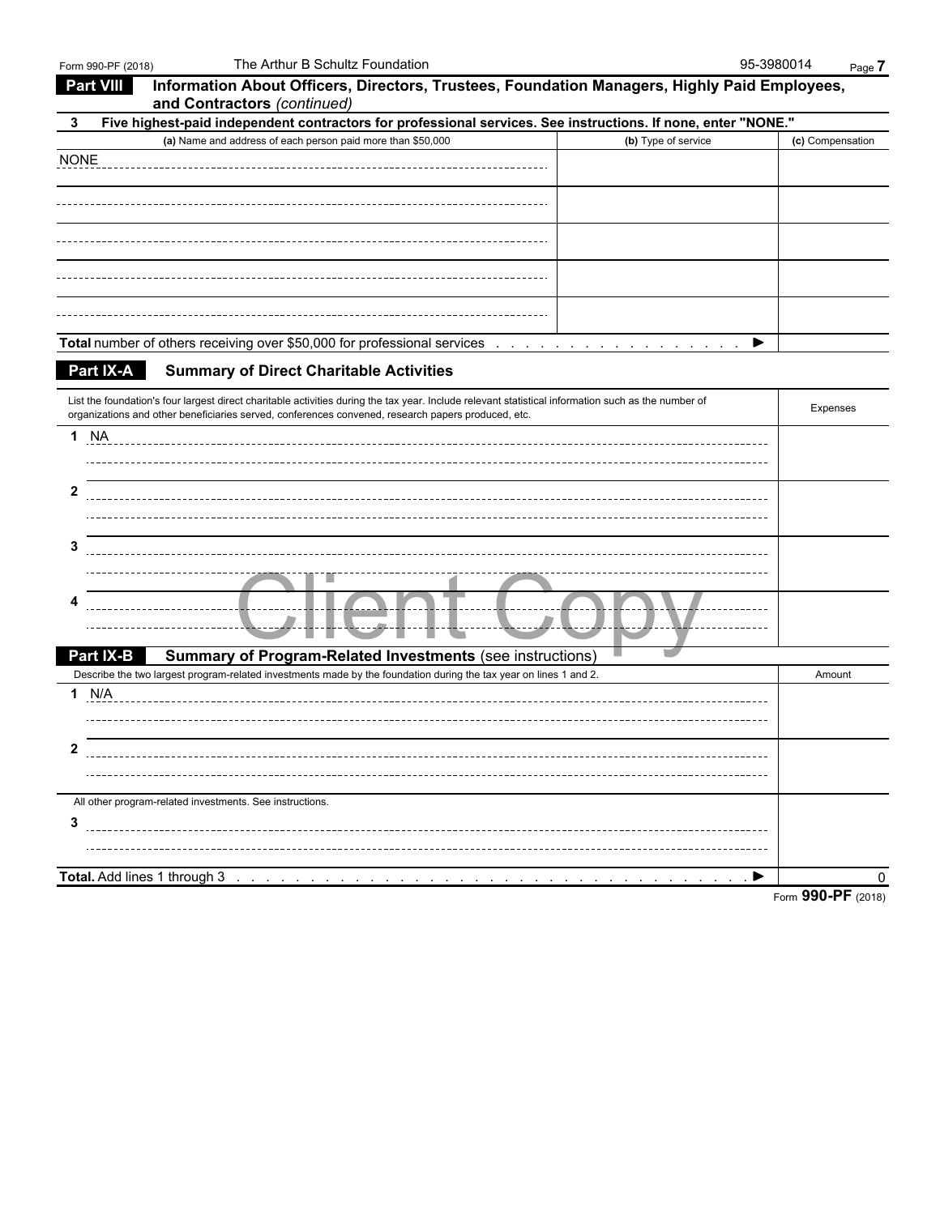## Part VIII Information About Officers, Directors, Trustees, Foundation Managers, Highly Paid Employees, and Contractors *(continued)*

**3 Five highest-paid independent contractors for professional services. See instructions. If none, enter "NONE."**

| (a) Name and address of each person paid more than $50,000 | (b) Type of service | (c) Compensation |
|---|---|---|
| NONE | | |
| | | |
| | | |
| | | |
| | | |
| **Total** number of others receiving over $50,000 for professional services ▶ | | |

## Part IX-A Summary of Direct Charitable Activities

| List the foundation's four largest direct charitable activities during the tax year. Include relevant statistical information such as the number of organizations and other beneficiaries served, conferences convened, research papers produced, etc. | Expenses |
|---|---|
| 1 NA | |
| 2 | |
| 3 | |
| 4 | |

Client Copy

## Part IX-B Summary of Program-Related Investments (see instructions)

| Describe the two largest program-related investments made by the foundation during the tax year on lines 1 and 2. | Amount |
|---|---|
| 1 N/A | |
| 2 | |
| All other program-related investments. See instructions. | |
| 3 | |
| **Total.** Add lines 1 through 3 ▶ | 0 |

Form **990-PF** (2018)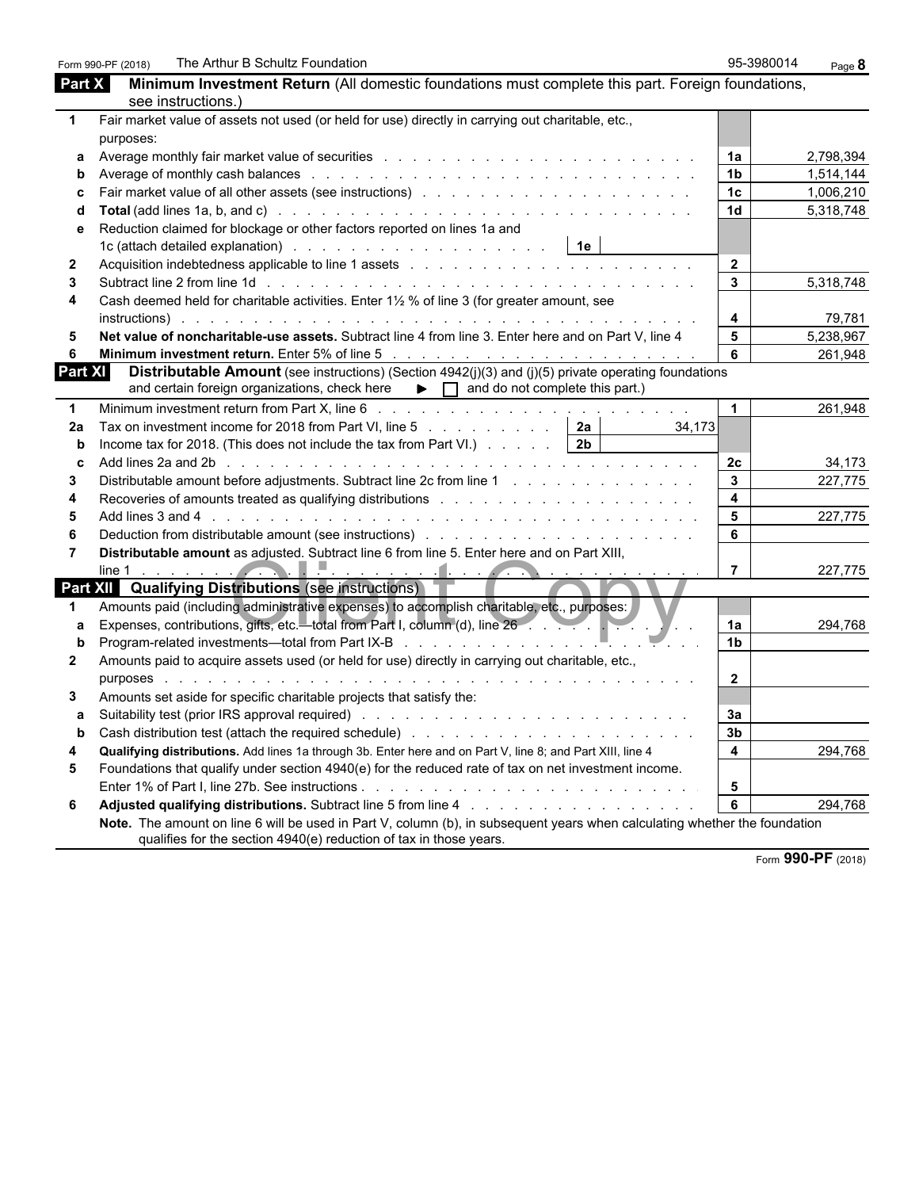Form 990-PF (2018) The Arthur B Schultz Foundation 95-3980014

## Part X Minimum Investment Return (All domestic foundations must complete this part. Foreign foundations, see instructions.)

| | | | |
|---|---|---|---|
| **1** | Fair market value of assets not used (or held for use) directly in carrying out charitable, etc., purposes: | | |
| a | Average monthly fair market value of securities | 1a | 2,798,394 |
| b | Average of monthly cash balances | 1b | 1,514,144 |
| c | Fair market value of all other assets (see instructions) | 1c | 1,006,210 |
| d | **Total** (add lines 1a, b, and c) | 1d | 5,318,748 |
| e | Reduction claimed for blockage or other factors reported on lines 1a and 1c (attach detailed explanation) 1e | | |
| **2** | Acquisition indebtedness applicable to line 1 assets | 2 | |
| **3** | Subtract line 2 from line 1d | 3 | 5,318,748 |
| **4** | Cash deemed held for charitable activities. Enter 1½ % of line 3 (for greater amount, see instructions) | 4 | 79,781 |
| **5** | **Net value of noncharitable-use assets.** Subtract line 4 from line 3. Enter here and on Part V, line 4 | 5 | 5,238,967 |
| **6** | **Minimum investment return.** Enter 5% of line 5 | 6 | 261,948 |

## Part XI Distributable Amount (see instructions) (Section 4942(j)(3) and (j)(5) private operating foundations and certain foreign organizations, check here ▶ ☐ and do not complete this part.)

| | | | | | |
|---|---|---|---|---|---|
| **1** | Minimum investment return from Part X, line 6 | | | 1 | 261,948 |
| **2a** | Tax on investment income for 2018 from Part VI, line 5 | 2a | 34,173 | | |
| b | Income tax for 2018. (This does not include the tax from Part VI.) | 2b | | | |
| c | Add lines 2a and 2b | | | 2c | 34,173 |
| **3** | Distributable amount before adjustments. Subtract line 2c from line 1 | | | 3 | 227,775 |
| **4** | Recoveries of amounts treated as qualifying distributions | | | 4 | |
| **5** | Add lines 3 and 4 | | | 5 | 227,775 |
| **6** | Deduction from distributable amount (see instructions) | | | 6 | |
| **7** | **Distributable amount** as adjusted. Subtract line 6 from line 5. Enter here and on Part XIII, line 1 | | | 7 | 227,775 |

## Part XII Qualifying Distributions (see instructions)

| | | | |
|---|---|---|---|
| **1** | Amounts paid (including administrative expenses) to accomplish charitable, etc., purposes: | | |
| a | Expenses, contributions, gifts, etc.—total from Part I, column (d), line 26 | 1a | 294,768 |
| b | Program-related investments—total from Part IX-B | 1b | |
| **2** | Amounts paid to acquire assets used (or held for use) directly in carrying out charitable, etc., purposes | 2 | |
| **3** | Amounts set aside for specific charitable projects that satisfy the: | | |
| a | Suitability test (prior IRS approval required) | 3a | |
| b | Cash distribution test (attach the required schedule) | 3b | |
| **4** | **Qualifying distributions.** Add lines 1a through 3b. Enter here and on Part V, line 8; and Part XIII, line 4 | 4 | 294,768 |
| **5** | Foundations that qualify under section 4940(e) for the reduced rate of tax on net investment income. Enter 1% of Part I, line 27b. See instructions | 5 | |
| **6** | **Adjusted qualifying distributions.** Subtract line 5 from line 4 | 6 | 294,768 |

**Note.** The amount on line 6 will be used in Part V, column (b), in subsequent years when calculating whether the foundation qualifies for the section 4940(e) reduction of tax in those years.

Form **990-PF** (2018)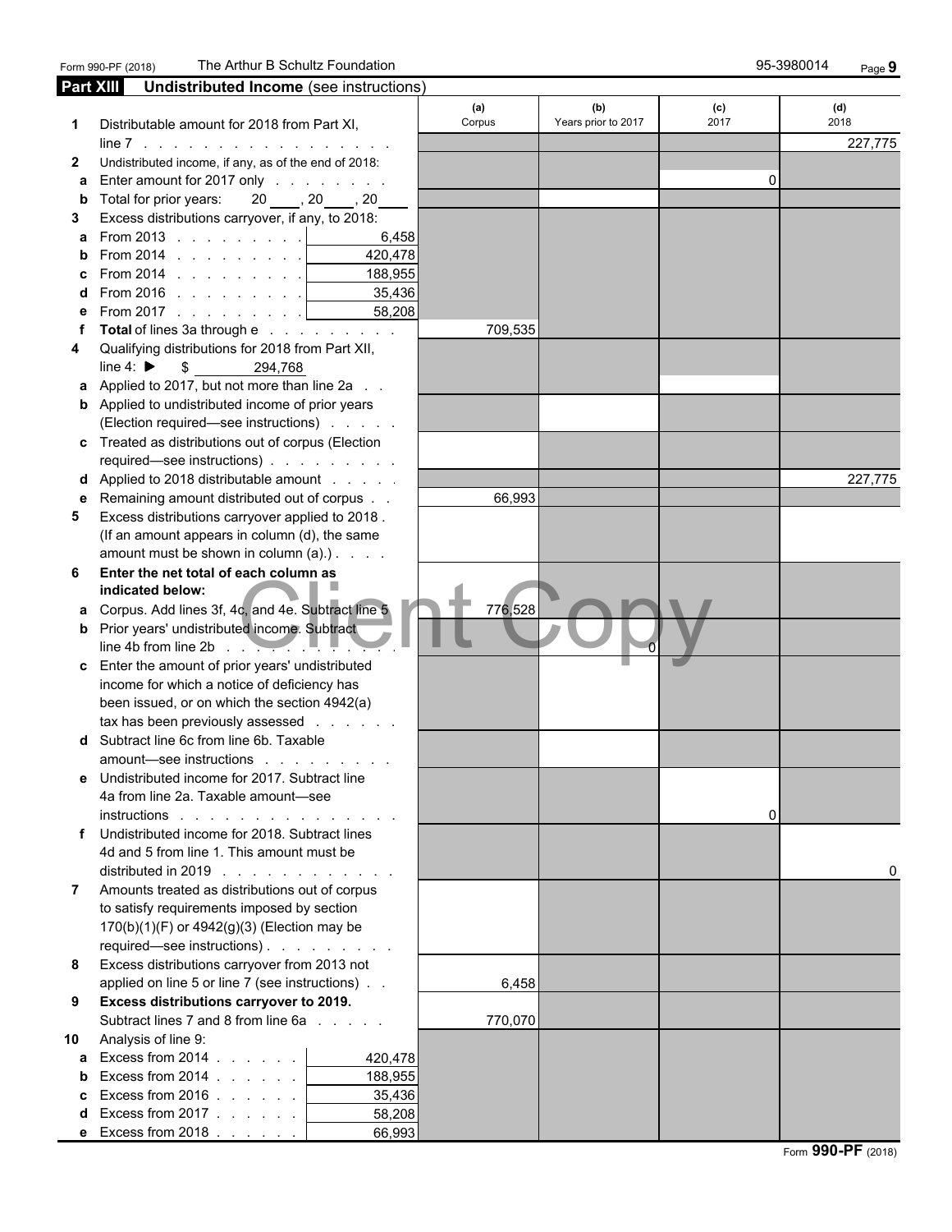Form 990-PF (2018) The Arthur B Schultz Foundation 95-3980014 Page **9**

## Part XIII Undistributed Income (see instructions)

| | | | (a) Corpus | (b) Years prior to 2017 | (c) 2017 | (d) 2018 |
|---|---|---|---|---|---|---|
| **1** | Distributable amount for 2018 from Part XI, line 7 | | | | | 227,775 |
| **2** | Undistributed income, if any, as of the end of 2018: | | | | | |
| a | Enter amount for 2017 only | | | | 0 | |
| b | Total for prior years: 20 \_\_\_, 20 \_\_\_, 20 \_\_\_ | | | | | |
| **3** | Excess distributions carryover, if any, to 2018: | | | | | |
| a | From 2013 | 6,458 | | | | |
| b | From 2014 | 420,478 | | | | |
| c | From 2014 | 188,955 | | | | |
| d | From 2016 | 35,436 | | | | |
| e | From 2017 | 58,208 | | | | |
| f | **Total** of lines 3a through e | | 709,535 | | | |
| **4** | Qualifying distributions for 2018 from Part XII, line 4: ▶ $ 294,768 | | | | | |
| a | Applied to 2017, but not more than line 2a | | | | | |
| b | Applied to undistributed income of prior years (Election required—see instructions) | | | | | |
| c | Treated as distributions out of corpus (Election required—see instructions) | | | | | |
| d | Applied to 2018 distributable amount | | | | | 227,775 |
| e | Remaining amount distributed out of corpus | | 66,993 | | | |
| **5** | Excess distributions carryover applied to 2018. (If an amount appears in column (d), the same amount must be shown in column (a).) | | | | | |
| **6** | **Enter the net total of each column as indicated below:** | | | | | |
| a | Corpus. Add lines 3f, 4c, and 4e. Subtract line 5 | | 776,528 | | | |
| b | Prior years' undistributed income. Subtract line 4b from line 2b | | | 0 | | |
| c | Enter the amount of prior years' undistributed income for which a notice of deficiency has been issued, or on which the section 4942(a) tax has been previously assessed | | | | | |
| d | Subtract line 6c from line 6b. Taxable amount—see instructions | | | | | |
| e | Undistributed income for 2017. Subtract line 4a from line 2a. Taxable amount—see instructions | | | | 0 | |
| f | Undistributed income for 2018. Subtract lines 4d and 5 from line 1. This amount must be distributed in 2019 | | | | | 0 |
| **7** | Amounts treated as distributions out of corpus to satisfy requirements imposed by section 170(b)(1)(F) or 4942(g)(3) (Election may be required—see instructions) | | | | | |
| **8** | Excess distributions carryover from 2013 not applied on line 5 or line 7 (see instructions) | | 6,458 | | | |
| **9** | **Excess distributions carryover to 2019.** Subtract lines 7 and 8 from line 6a | | 770,070 | | | |
| **10** | Analysis of line 9: | | | | | |
| a | Excess from 2014 | 420,478 | | | | |
| b | Excess from 2014 | 188,955 | | | | |
| c | Excess from 2016 | 35,436 | | | | |
| d | Excess from 2017 | 58,208 | | | | |
| e | Excess from 2018 | 66,993 | | | | |

Client Copy

Form **990-PF** (2018)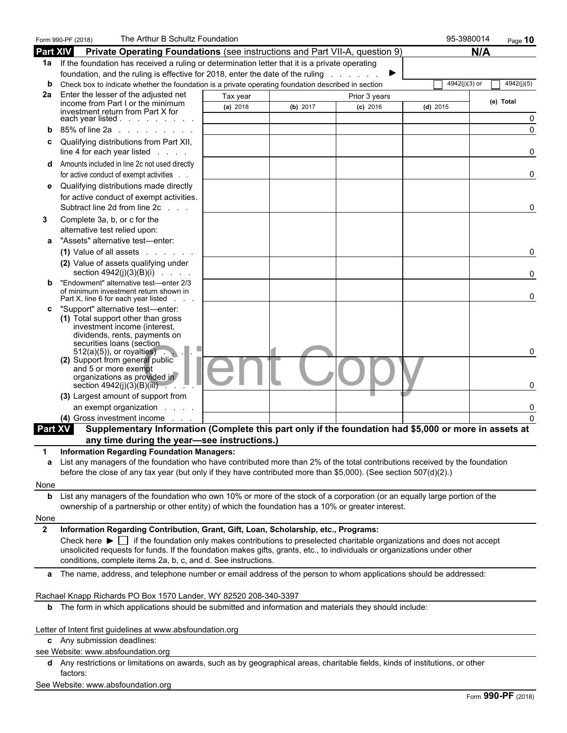Form 990-PF (2018) The Arthur B Schultz Foundation 95-3980014

## Part XIV Private Operating Foundations (see instructions and Part VII-A, question 9) N/A

**1a** If the foundation has received a ruling or determination letter that it is a private operating foundation, and the ruling is effective for 2018, enter the date of the ruling . . . . . . . ▶

**b** Check box to indicate whether the foundation is a private operating foundation described in section ☐ 4942(j)(3) or ☐ 4942(j)(5)

| | Tax year (a) 2018 | Prior 3 years (b) 2017 | (c) 2016 | (d) 2015 | (e) Total |
|---|---|---|---|---|---|
| **2a** Enter the lesser of the adjusted net income from Part I or the minimum investment return from Part X for each year listed | | | | | 0 |
| **b** 85% of line 2a | | | | | 0 |
| **c** Qualifying distributions from Part XII, line 4 for each year listed | | | | | 0 |
| **d** Amounts included in line 2c not used directly for active conduct of exempt activities | | | | | 0 |
| **e** Qualifying distributions made directly for active conduct of exempt activities. Subtract line 2d from line 2c | | | | | 0 |
| **3** Complete 3a, b, or c for the alternative test relied upon: | | | | | |
| **a** "Assets" alternative test—enter: (1) Value of all assets | | | | | 0 |
| (2) Value of assets qualifying under section 4942(j)(3)(B)(i) | | | | | 0 |
| **b** "Endowment" alternative test—enter 2/3 of minimum investment return shown in Part X, line 6 for each year listed | | | | | 0 |
| **c** "Support" alternative test—enter: (1) Total support other than gross investment income (interest, dividends, rents, payments on securities loans (section 512(a)(5)), or royalties) | | | | | 0 |
| (2) Support from general public and 5 or more exempt organizations as provided in section 4942(j)(3)(B)(iii) | | | | | 0 |
| (3) Largest amount of support from an exempt organization | | | | | 0 |
| (4) Gross investment income | | | | | 0 |

## Part XV Supplementary Information (Complete this part only if the foundation had $5,000 or more in assets at any time during the year—see instructions.)

**1 Information Regarding Foundation Managers:**

**a** List any managers of the foundation who have contributed more than 2% of the total contributions received by the foundation before the close of any tax year (but only if they have contributed more than $5,000). (See section 507(d)(2).)

None

**b** List any managers of the foundation who own 10% or more of the stock of a corporation (or an equally large portion of the ownership of a partnership or other entity) of which the foundation has a 10% or greater interest.

None

**2 Information Regarding Contribution, Grant, Gift, Loan, Scholarship, etc., Programs:**

Check here ▶ ☐ if the foundation only makes contributions to preselected charitable organizations and does not accept unsolicited requests for funds. If the foundation makes gifts, grants, etc., to individuals or organizations under other conditions, complete items 2a, b, c, and d. See instructions.

**a** The name, address, and telephone number or email address of the person to whom applications should be addressed:

Rachael Knapp Richards PO Box 1570 Lander, WY 82520 208-340-3397

**b** The form in which applications should be submitted and information and materials they should include:

Letter of Intent first guidelines at www.absfoundation.org

**c** Any submission deadlines:

see Website: www.absfoundation.org

**d** Any restrictions or limitations on awards, such as by geographical areas, charitable fields, kinds of institutions, or other factors:

See Website: www.absfoundation.org

Form 990-PF (2018)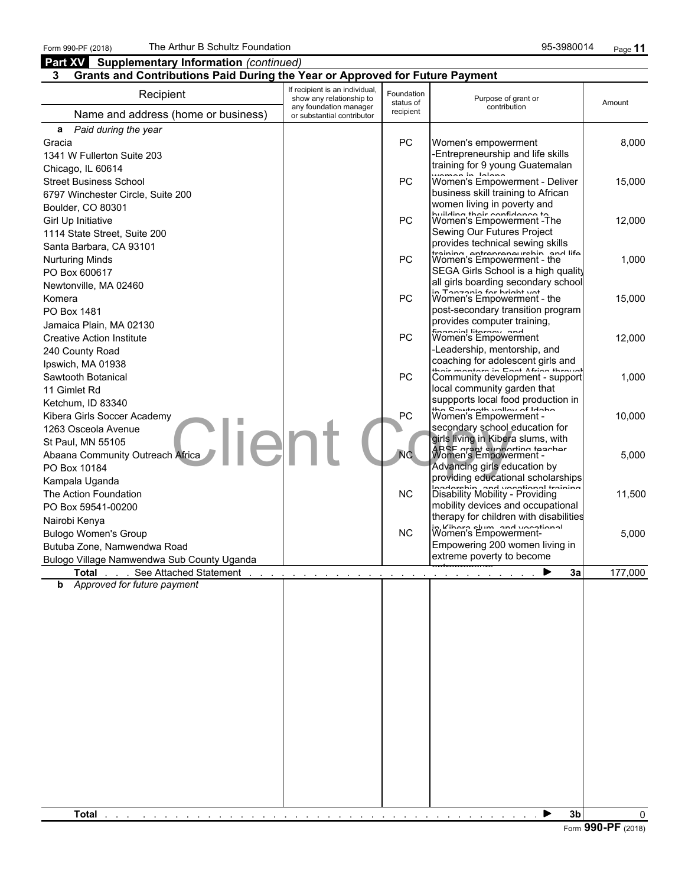Form 990-PF (2018) The Arthur B Schultz Foundation 95-3980014

## Part XV Supplementary Information *(continued)*

### 3 Grants and Contributions Paid During the Year or Approved for Future Payment

| Recipient<br>Name and address (home or business) | If recipient is an individual, show any relationship to any foundation manager or substantial contributor | Foundation status of recipient | Purpose of grant or contribution | Amount |
|---|---|---|---|---|
| ***a** Paid during the year* | | | | |
| Gracia<br>1341 W Fullerton Suite 203<br>Chicago, IL 60614 | | PC | Women's empowerment -Entrepreneurship and life skills training for 9 young Guatemalan women in Jalapa | 8,000 |
| Street Business School<br>6797 Winchester Circle, Suite 200<br>Boulder, CO 80301 | | PC | Women's Empowerment - Deliver business skill training to African women living in poverty and building their confidence to | 15,000 |
| Girl Up Initiative<br>1114 State Street, Suite 200<br>Santa Barbara, CA 93101 | | PC | Women's Empowerment -The Sewing Our Futures Project provides technical sewing skills training, entrepreneurship, and life | 12,000 |
| Nurturing Minds<br>PO Box 600617<br>Newtonville, MA 02460 | | PC | Women's Empowerment - the SEGA Girls School is a high quality all girls boarding secondary school in Tanzania for bright yet | 1,000 |
| Komera<br>PO Box 1481<br>Jamaica Plain, MA 02130 | | PC | Women's Empowerment - the post-secondary transition program provides computer training, financial literacy, and | 15,000 |
| Creative Action Institute<br>240 County Road<br>Ipswich, MA 01938 | | PC | Women's Empowerment -Leadership, mentorship, and coaching for adolescent girls and their mentors in East Africa through | 12,000 |
| Sawtooth Botanical<br>11 Gimlet Rd<br>Ketchum, ID 83340 | | PC | Community development - support local community garden that suppports local food production in the Sawtooth valley of Idaho | 1,000 |
| Kibera Girls Soccer Academy<br>1263 Osceola Avenue<br>St Paul, MN 55105 | | PC | Women's Empowerment - secondary school education for girls living in Kibera slums, with ABSF grant supporting teacher | 10,000 |
| Abaana Community Outreach Africa<br>PO Box 10184<br>Kampala Uganda | | NC | Women's Empowerment - Advancing girls education by providing educational scholarships leadership, and vocational training | 5,000 |
| The Action Foundation<br>PO Box 59541-00200<br>Nairobi Kenya | | NC | Disability Mobility - Providing mobility devices and occupational therapy for children with disabilities in Kibera slum, and vocational | 11,500 |
| Bulogo Women's Group<br>Butuba Zone, Namwendwa Road<br>Bulogo Village Namwendwa Sub County Uganda | | NC | Women's Empowerment- Empowering 200 women living in extreme poverty to become entrepreneurs | 5,000 |
| **Total** . . . See Attached Statement | | | **3a** | 177,000 |
| ***b** Approved for future payment* | | | | |
| **Total** | | | **3b** | 0 |

Form **990-PF** (2018)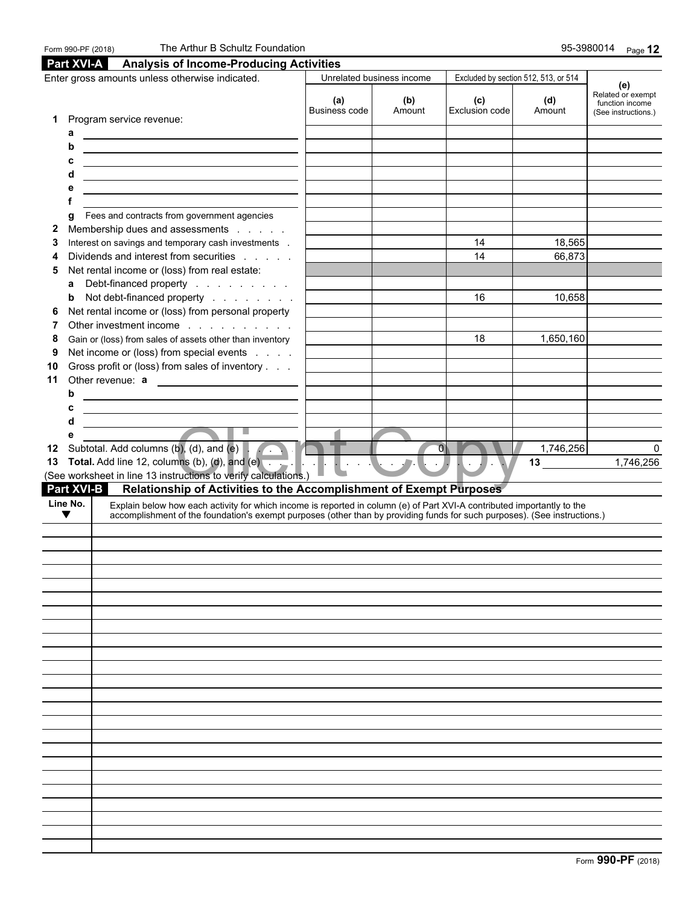Form 990-PF (2018) The Arthur B Schultz Foundation 95-3980014

## Part XVI-A Analysis of Income-Producing Activities

Enter gross amounts unless otherwise indicated.

| | Unrelated business income | | Excluded by section 512, 513, or 514 | | (e) Related or exempt function income (See instructions.) |
|---|---|---|---|---|---|
| | (a) Business code | (b) Amount | (c) Exclusion code | (d) Amount | |
| **1** Program service revenue: | | | | | |
| a | | | | | |
| b | | | | | |
| c | | | | | |
| d | | | | | |
| e | | | | | |
| f | | | | | |
| g Fees and contracts from government agencies | | | | | |
| **2** Membership dues and assessments | | | | | |
| **3** Interest on savings and temporary cash investments | | | 14 | 18,565 | |
| **4** Dividends and interest from securities | | | 14 | 66,873 | |
| **5** Net rental income or (loss) from real estate: | | | | | |
| a Debt-financed property | | | | | |
| b Not debt-financed property | | | 16 | 10,658 | |
| **6** Net rental income or (loss) from personal property | | | | | |
| **7** Other investment income | | | | | |
| **8** Gain or (loss) from sales of assets other than inventory | | | 18 | 1,650,160 | |
| **9** Net income or (loss) from special events | | | | | |
| **10** Gross profit or (loss) from sales of inventory | | | | | |
| **11** Other revenue: a | | | | | |
| b | | | | | |
| c | | | | | |
| d | | | | | |
| e | | | | | |
| **12** Subtotal. Add columns (b), (d), and (e) | | 0 | | 1,746,256 | 0 |

**13 Total.** Add line 12, columns (b), (d), and (e) . . . . . 13 1,746,256

(See worksheet in line 13 instructions to verify calculations.)

## Part XVI-B Relationship of Activities to the Accomplishment of Exempt Purposes

| Line No. ▼ | Explain below how each activity for which income is reported in column (e) of Part XVI-A contributed importantly to the accomplishment of the foundation's exempt purposes (other than by providing funds for such purposes). (See instructions.) |
|---|---|
| | |

Form **990-PF** (2018)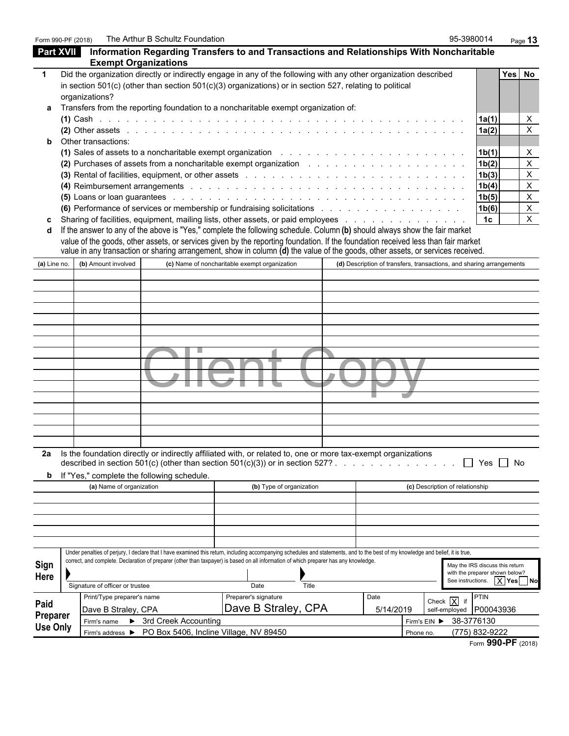Form 990-PF (2018) The Arthur B Schultz Foundation 95-3980014

## Part XVII Information Regarding Transfers to and Transactions and Relationships With Noncharitable Exempt Organizations

| | | | Yes | No |
|---|---|---|---|---|
| **1** | Did the organization directly or indirectly engage in any of the following with any other organization described in section 501(c) (other than section 501(c)(3) organizations) or in section 527, relating to political organizations? | | | |
| **a** | Transfers from the reporting foundation to a noncharitable exempt organization of: | | | |
| | **(1)** Cash | **1a(1)** | | X |
| | **(2)** Other assets | **1a(2)** | | X |
| **b** | Other transactions: | | | |
| | **(1)** Sales of assets to a noncharitable exempt organization | **1b(1)** | | X |
| | **(2)** Purchases of assets from a noncharitable exempt organization | **1b(2)** | | X |
| | **(3)** Rental of facilities, equipment, or other assets | **1b(3)** | | X |
| | **(4)** Reimbursement arrangements | **1b(4)** | | X |
| | **(5)** Loans or loan guarantees | **1b(5)** | | X |
| | **(6)** Performance of services or membership or fundraising solicitations | **1b(6)** | | X |
| **c** | Sharing of facilities, equipment, mailing lists, other assets, or paid employees | **1c** | | X |

**d** If the answer to any of the above is "Yes," complete the following schedule. Column **(b)** should always show the fair market value of the goods, other assets, or services given by the reporting foundation. If the foundation received less than fair market value in any transaction or sharing arrangement, show in column **(d)** the value of the goods, other assets, or services received.

| (a) Line no. | (b) Amount involved | (c) Name of noncharitable exempt organization | (d) Description of transfers, transactions, and sharing arrangements |
|---|---|---|---|
| | | | |

Client Copy

**2a** Is the foundation directly or indirectly affiliated with, or related to, one or more tax-exempt organizations described in section 501(c) (other than section 501(c)(3)) or in section 527? ☐ Yes ☐ No

**b** If "Yes," complete the following schedule.

| (a) Name of organization | (b) Type of organization | (c) Description of relationship |
|---|---|---|
| | | |

**Sign Here**

Under penalties of perjury, I declare that I have examined this return, including accompanying schedules and statements, and to the best of my knowledge and belief, it is true, correct, and complete. Declaration of preparer (other than taxpayer) is based on all information of which preparer has any knowledge.

Signature of officer or trustee | Date | Title

May the IRS discuss this return with the preparer shown below? See instructions. [X] Yes ☐ No

**Paid Preparer Use Only**

| Print/Type preparer's name | Preparer's signature | Date | Check [X] if self-employed | PTIN |
|---|---|---|---|---|
| Dave B Straley, CPA | Dave B Straley, CPA | 5/14/2019 | | P00043936 |

Firm's name ▶ 3rd Creek Accounting — Firm's EIN ▶ 38-3776130

Firm's address ▶ PO Box 5406, Incline Village, NV 89450 — Phone no. (775) 832-9222

Form **990-PF** (2018)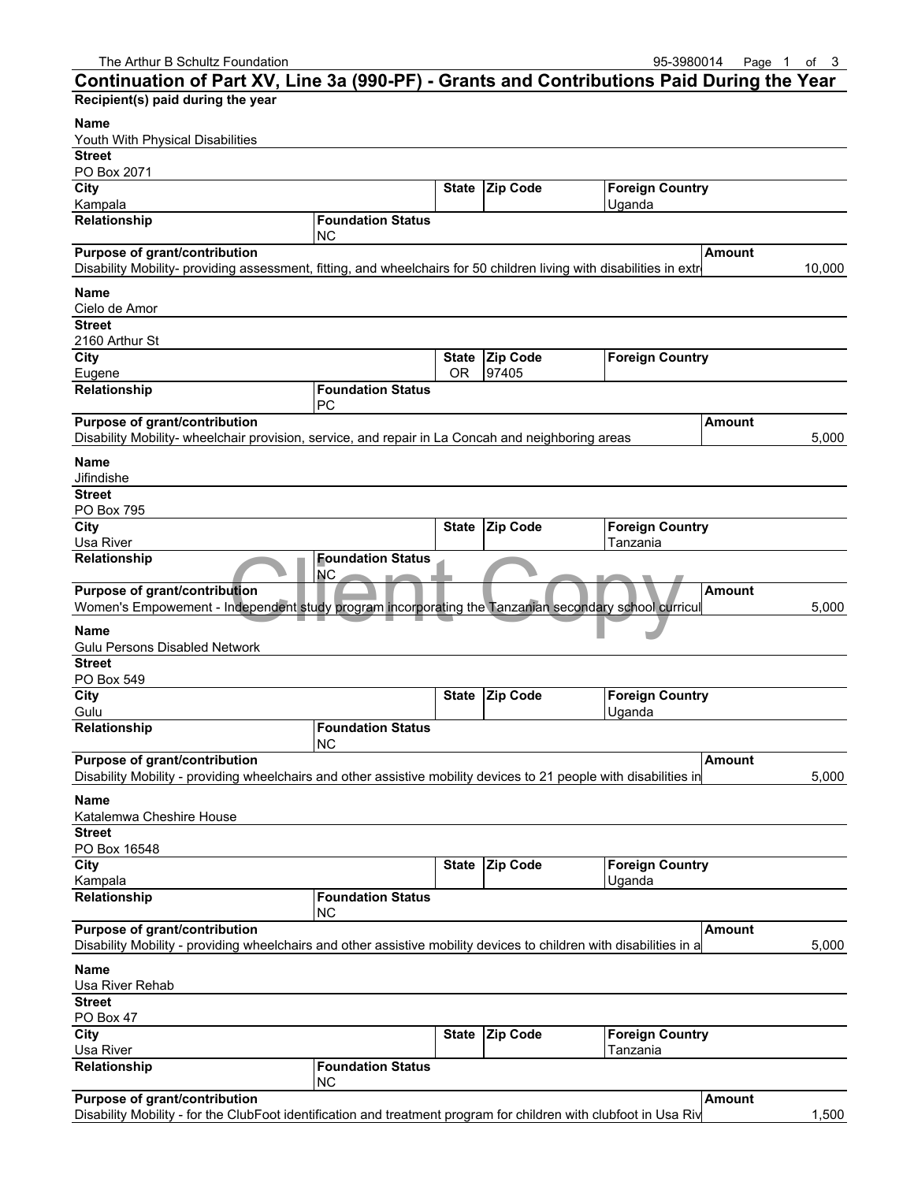## Continuation of Part XV, Line 3a (990-PF) - Grants and Contributions Paid During the Year

**Recipient(s) paid during the year**

| Name | | | | |
|---|---|---|---|---|
| Youth With Physical Disabilities | | | | |
| **Street** | | | | |
| PO Box 2071 | | | | |
| **City** | | **State** | **Zip Code** | **Foreign Country** |
| Kampala | | | | Uganda |
| **Relationship** | **Foundation Status** | | | |
| | NC | | | |
| **Purpose of grant/contribution** | | | | **Amount** |
| Disability Mobility- providing assessment, fitting, and wheelchairs for 50 children living with disabilities in extr | | | | 10,000 |

| Name | | | | |
|---|---|---|---|---|
| Cielo de Amor | | | | |
| **Street** | | | | |
| 2160 Arthur St | | | | |
| **City** | | **State** | **Zip Code** | **Foreign Country** |
| Eugene | | OR | 97405 | |
| **Relationship** | **Foundation Status** | | | |
| | PC | | | |
| **Purpose of grant/contribution** | | | | **Amount** |
| Disability Mobility- wheelchair provision, service, and repair in La Concah and neighboring areas | | | | 5,000 |

| Name | | | | |
|---|---|---|---|---|
| Jifindishe | | | | |
| **Street** | | | | |
| PO Box 795 | | | | |
| **City** | | **State** | **Zip Code** | **Foreign Country** |
| Usa River | | | | Tanzania |
| **Relationship** | **Foundation Status** | | | |
| | NC | | | |
| **Purpose of grant/contribution** | | | | **Amount** |
| Women's Empowement - Independent study program incorporating the Tanzanian secondary school curricul | | | | 5,000 |

| Name | | | | |
|---|---|---|---|---|
| Gulu Persons Disabled Network | | | | |
| **Street** | | | | |
| PO Box 549 | | | | |
| **City** | | **State** | **Zip Code** | **Foreign Country** |
| Gulu | | | | Uganda |
| **Relationship** | **Foundation Status** | | | |
| | NC | | | |
| **Purpose of grant/contribution** | | | | **Amount** |
| Disability Mobility - providing wheelchairs and other assistive mobility devices to 21 people with disabilities in | | | | 5,000 |

| Name | | | | |
|---|---|---|---|---|
| Katalemwa Cheshire House | | | | |
| **Street** | | | | |
| PO Box 16548 | | | | |
| **City** | | **State** | **Zip Code** | **Foreign Country** |
| Kampala | | | | Uganda |
| **Relationship** | **Foundation Status** | | | |
| | NC | | | |
| **Purpose of grant/contribution** | | | | **Amount** |
| Disability Mobility - providing wheelchairs and other assistive mobility devices to children with disabilities in a | | | | 5,000 |

| Name | | | | |
|---|---|---|---|---|
| Usa River Rehab | | | | |
| **Street** | | | | |
| PO Box 47 | | | | |
| **City** | | **State** | **Zip Code** | **Foreign Country** |
| Usa River | | | | Tanzania |
| **Relationship** | **Foundation Status** | | | |
| | NC | | | |
| **Purpose of grant/contribution** | | | | **Amount** |
| Disability Mobility - for the ClubFoot identification and treatment program for children with clubfoot in Usa Riv | | | | 1,500 |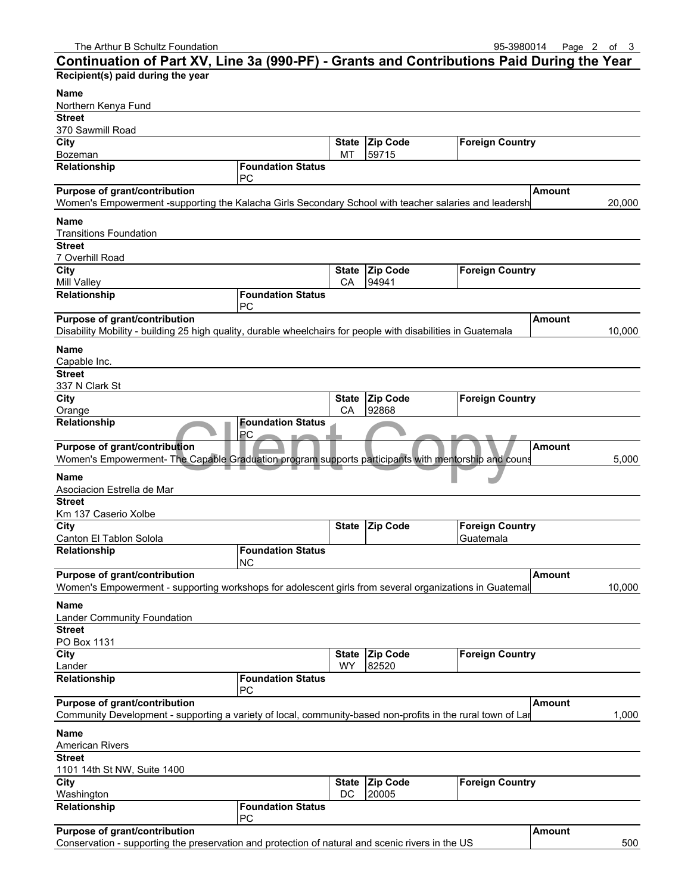## Continuation of Part XV, Line 3a (990-PF) - Grants and Contributions Paid During the Year

**Recipient(s) paid during the year**

| Name | | | | |
|---|---|---|---|---|
| Northern Kenya Fund | | | | |
| **Street** | | | | |
| 370 Sawmill Road | | | | |
| **City** | | **State** | **Zip Code** | **Foreign Country** |
| Bozeman | | MT | 59715 | |
| **Relationship** | **Foundation Status** | | | |
| | PC | | | |
| **Purpose of grant/contribution** | | | | **Amount** |
| Women's Empowerment -supporting the Kalacha Girls Secondary School with teacher salaries and leadersh | | | | 20,000 |

| Name | | | | |
|---|---|---|---|---|
| Transitions Foundation | | | | |
| **Street** | | | | |
| 7 Overhill Road | | | | |
| **City** | | **State** | **Zip Code** | **Foreign Country** |
| Mill Valley | | CA | 94941 | |
| **Relationship** | **Foundation Status** | | | |
| | PC | | | |
| **Purpose of grant/contribution** | | | | **Amount** |
| Disability Mobility - building 25 high quality, durable wheelchairs for people with disabilities in Guatemala | | | | 10,000 |

| Name | | | | |
|---|---|---|---|---|
| Capable Inc. | | | | |
| **Street** | | | | |
| 337 N Clark St | | | | |
| **City** | | **State** | **Zip Code** | **Foreign Country** |
| Orange | | CA | 92868 | |
| **Relationship** | **Foundation Status** | | | |
| | PC | | | |
| **Purpose of grant/contribution** | | | | **Amount** |
| Women's Empowerment- The Capable Graduation program supports participants with mentorship and couns | | | | 5,000 |

| Name | | | | |
|---|---|---|---|---|
| Asociacion Estrella de Mar | | | | |
| **Street** | | | | |
| Km 137 Caserio Xolbe | | | | |
| **City** | | **State** | **Zip Code** | **Foreign Country** |
| Canton El Tablon Solola | | | | Guatemala |
| **Relationship** | **Foundation Status** | | | |
| | NC | | | |
| **Purpose of grant/contribution** | | | | **Amount** |
| Women's Empowerment - supporting workshops for adolescent girls from several organizations in Guatemal | | | | 10,000 |

| Name | | | | |
|---|---|---|---|---|
| Lander Community Foundation | | | | |
| **Street** | | | | |
| PO Box 1131 | | | | |
| **City** | | **State** | **Zip Code** | **Foreign Country** |
| Lander | | WY | 82520 | |
| **Relationship** | **Foundation Status** | | | |
| | PC | | | |
| **Purpose of grant/contribution** | | | | **Amount** |
| Community Development - supporting a variety of local, community-based non-profits in the rural town of Lar | | | | 1,000 |

| Name | | | | |
|---|---|---|---|---|
| American Rivers | | | | |
| **Street** | | | | |
| 1101 14th St NW, Suite 1400 | | | | |
| **City** | | **State** | **Zip Code** | **Foreign Country** |
| Washington | | DC | 20005 | |
| **Relationship** | **Foundation Status** | | | |
| | PC | | | |
| **Purpose of grant/contribution** | | | | **Amount** |
| Conservation - supporting the preservation and protection of natural and scenic rivers in the US | | | | 500 |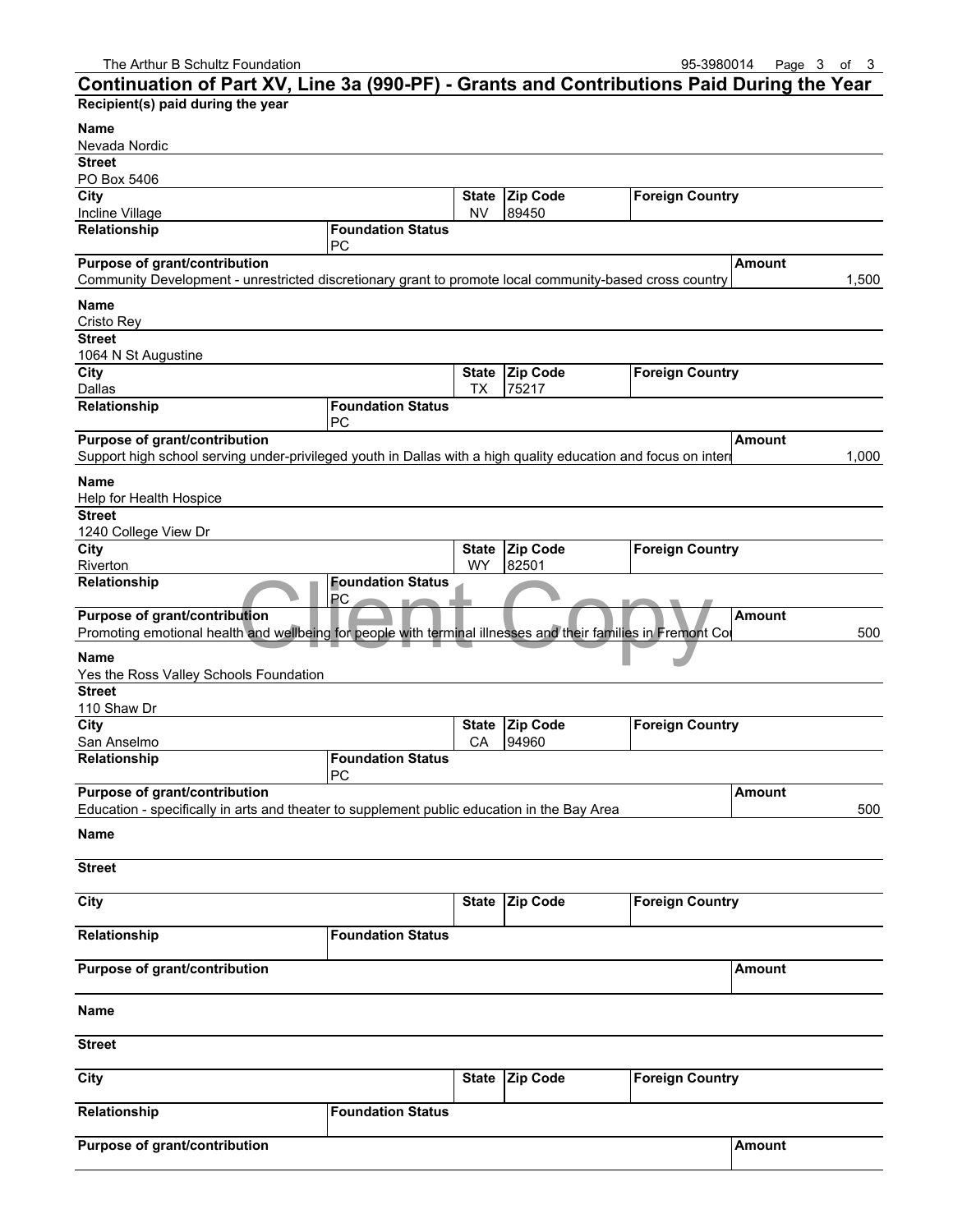## Continuation of Part XV, Line 3a (990-PF) - Grants and Contributions Paid During the Year

**Recipient(s) paid during the year**

| Name | | | | | |
|---|---|---|---|---|---|
| Nevada Nordic | | | | | |
| **Street** | | | | | |
| PO Box 5406 | | | | | |
| **City** | | **State** | **Zip Code** | **Foreign Country** | |
| Incline Village | | NV | 89450 | | |
| **Relationship** | **Foundation Status** | | | | |
| | PC | | | | |
| **Purpose of grant/contribution** | | | | | **Amount** |
| Community Development - unrestricted discretionary grant to promote local community-based cross country | | | | | 1,500 |

| Name | | | | | |
|---|---|---|---|---|---|
| Cristo Rey | | | | | |
| **Street** | | | | | |
| 1064 N St Augustine | | | | | |
| **City** | | **State** | **Zip Code** | **Foreign Country** | |
| Dallas | | TX | 75217 | | |
| **Relationship** | **Foundation Status** | | | | |
| | PC | | | | |
| **Purpose of grant/contribution** | | | | | **Amount** |
| Support high school serving under-privileged youth in Dallas with a high quality education and focus on inter | | | | | 1,000 |

| Name | | | | | |
|---|---|---|---|---|---|
| Help for Health Hospice | | | | | |
| **Street** | | | | | |
| 1240 College View Dr | | | | | |
| **City** | | **State** | **Zip Code** | **Foreign Country** | |
| Riverton | | WY | 82501 | | |
| **Relationship** | **Foundation Status** | | | | |
| | PC | | | | |
| **Purpose of grant/contribution** | | | | | **Amount** |
| Promoting emotional health and wellbeing for people with terminal illnesses and their families in Fremont Co | | | | | 500 |

| Name | | | | | |
|---|---|---|---|---|---|
| Yes the Ross Valley Schools Foundation | | | | | |
| **Street** | | | | | |
| 110 Shaw Dr | | | | | |
| **City** | | **State** | **Zip Code** | **Foreign Country** | |
| San Anselmo | | CA | 94960 | | |
| **Relationship** | **Foundation Status** | | | | |
| | PC | | | | |
| **Purpose of grant/contribution** | | | | | **Amount** |
| Education - specifically in arts and theater to supplement public education in the Bay Area | | | | | 500 |

| Name | | | | | |
|---|---|---|---|---|---|
| | | | | | |
| **Street** | | | | | |
| | | | | | |
| **City** | | **State** | **Zip Code** | **Foreign Country** | |
| | | | | | |
| **Relationship** | **Foundation Status** | | | | |
| | | | | | |
| **Purpose of grant/contribution** | | | | | **Amount** |
| | | | | | |

| Name | | | | | |
|---|---|---|---|---|---|
| | | | | | |
| **Street** | | | | | |
| | | | | | |
| **City** | | **State** | **Zip Code** | **Foreign Country** | |
| | | | | | |
| **Relationship** | **Foundation Status** | | | | |
| | | | | | |
| **Purpose of grant/contribution** | | | | | **Amount** |
| | | | | | |

Client Copy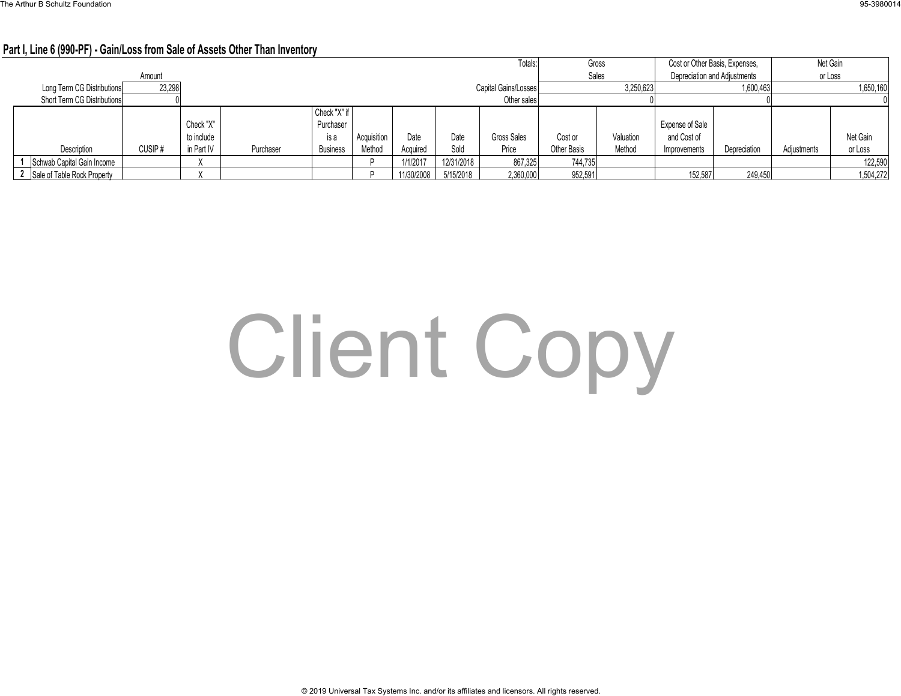## Part I, Line 6 (990-PF) - Gain/Loss from Sale of Assets Other Than Inventory

| | Amount | | Totals: | Gross Sales | Cost or Other Basis, Expenses, Depreciation and Adjustments | Net Gain or Loss |
|---|---|---|---|---|---|---|
| Long Term CG Distributions | 23,298 | | Capital Gains/Losses | 3,250,623 | 1,600,463 | 1,650,160 |
| Short Term CG Distributions | 0 | | Other sales | 0 | 0 | 0 |

| | Description | CUSIP # | Check "X" to include in Part IV | Purchaser | Check "X" if Purchaser is a Business | Acquisition Method | Date Acquired | Date Sold | Gross Sales Price | Cost or Other Basis | Valuation Method | Expense of Sale and Cost of Improvements | Depreciation | Adjustments | Net Gain or Loss |
|---|---|---|---|---|---|---|---|---|---|---|---|---|---|---|---|
| 1 | Schwab Capital Gain Income | | X | | | P | 1/1/2017 | 12/31/2018 | 867,325 | 744,735 | | | | | 122,590 |
| 2 | Sale of Table Rock Property | | X | | | P | 11/30/2008 | 5/15/2018 | 2,360,000 | 952,591 | | 152,587 | 249,450 | | 1,504,272 |

Client Copy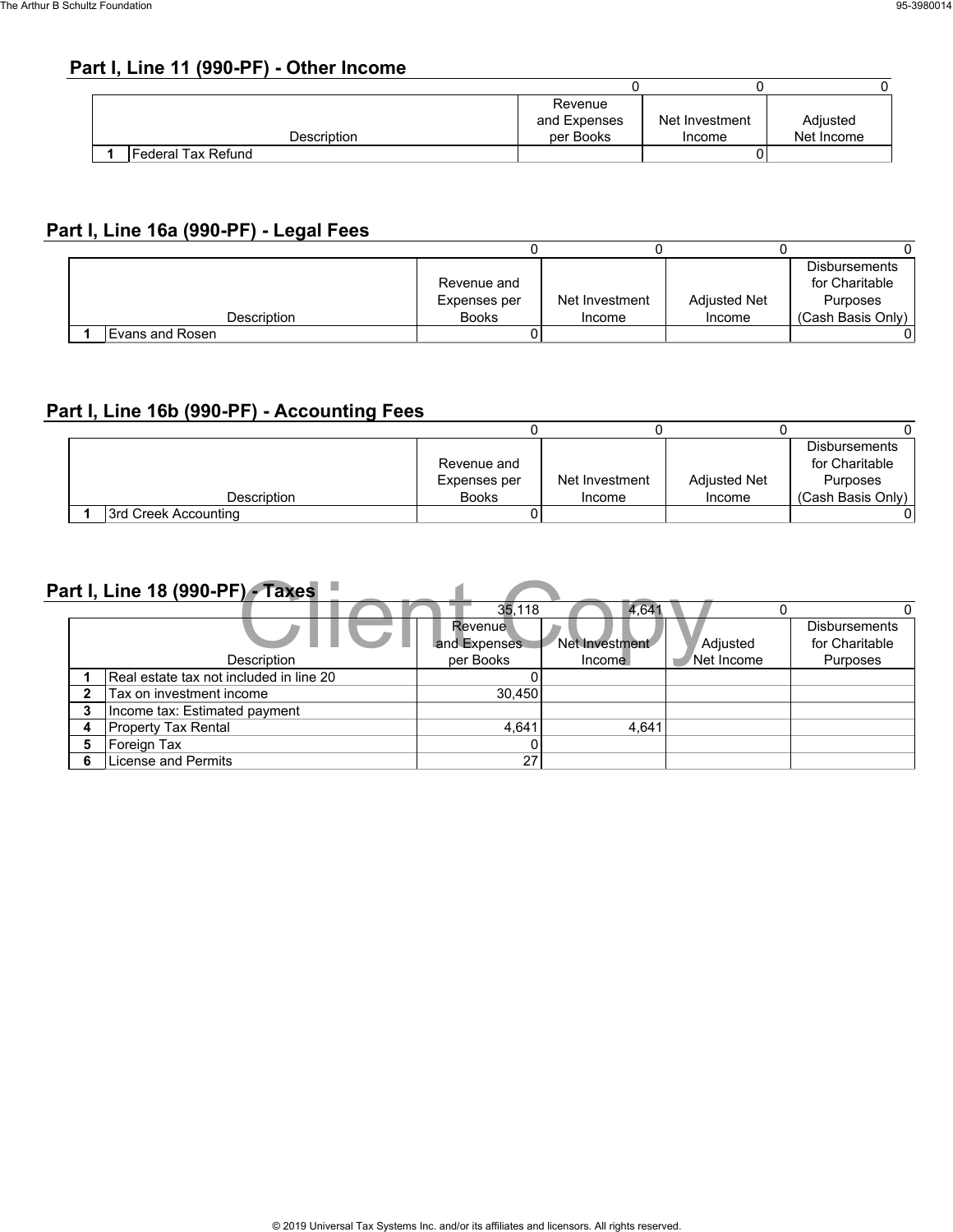## Part I, Line 11 (990-PF) - Other Income

| | Description | Revenue and Expenses per Books | Net Investment Income | Adjusted Net Income |
|---|---|---|---|---|
| | | 0 | 0 | 0 |
| 1 | Federal Tax Refund | | 0 | |

## Part I, Line 16a (990-PF) - Legal Fees

| | Description | Revenue and Expenses per Books | Net Investment Income | Adjusted Net Income | Disbursements for Charitable Purposes (Cash Basis Only) |
|---|---|---|---|---|---|
| | | 0 | 0 | 0 | 0 |
| 1 | Evans and Rosen | 0 | | | 0 |

## Part I, Line 16b (990-PF) - Accounting Fees

| | Description | Revenue and Expenses per Books | Net Investment Income | Adjusted Net Income | Disbursements for Charitable Purposes (Cash Basis Only) |
|---|---|---|---|---|---|
| | | 0 | 0 | 0 | 0 |
| 1 | 3rd Creek Accounting | 0 | | | 0 |

## Part I, Line 18 (990-PF) - Taxes

| | Description | Revenue and Expenses per Books | Net Investment Income | Adjusted Net Income | Disbursements for Charitable Purposes |
|---|---|---|---|---|---|
| | | 35,118 | 4,641 | 0 | 0 |
| 1 | Real estate tax not included in line 20 | 0 | | | |
| 2 | Tax on investment income | 30,450 | | | |
| 3 | Income tax: Estimated payment | | | | |
| 4 | Property Tax Rental | 4,641 | 4,641 | | |
| 5 | Foreign Tax | 0 | | | |
| 6 | License and Permits | 27 | | | |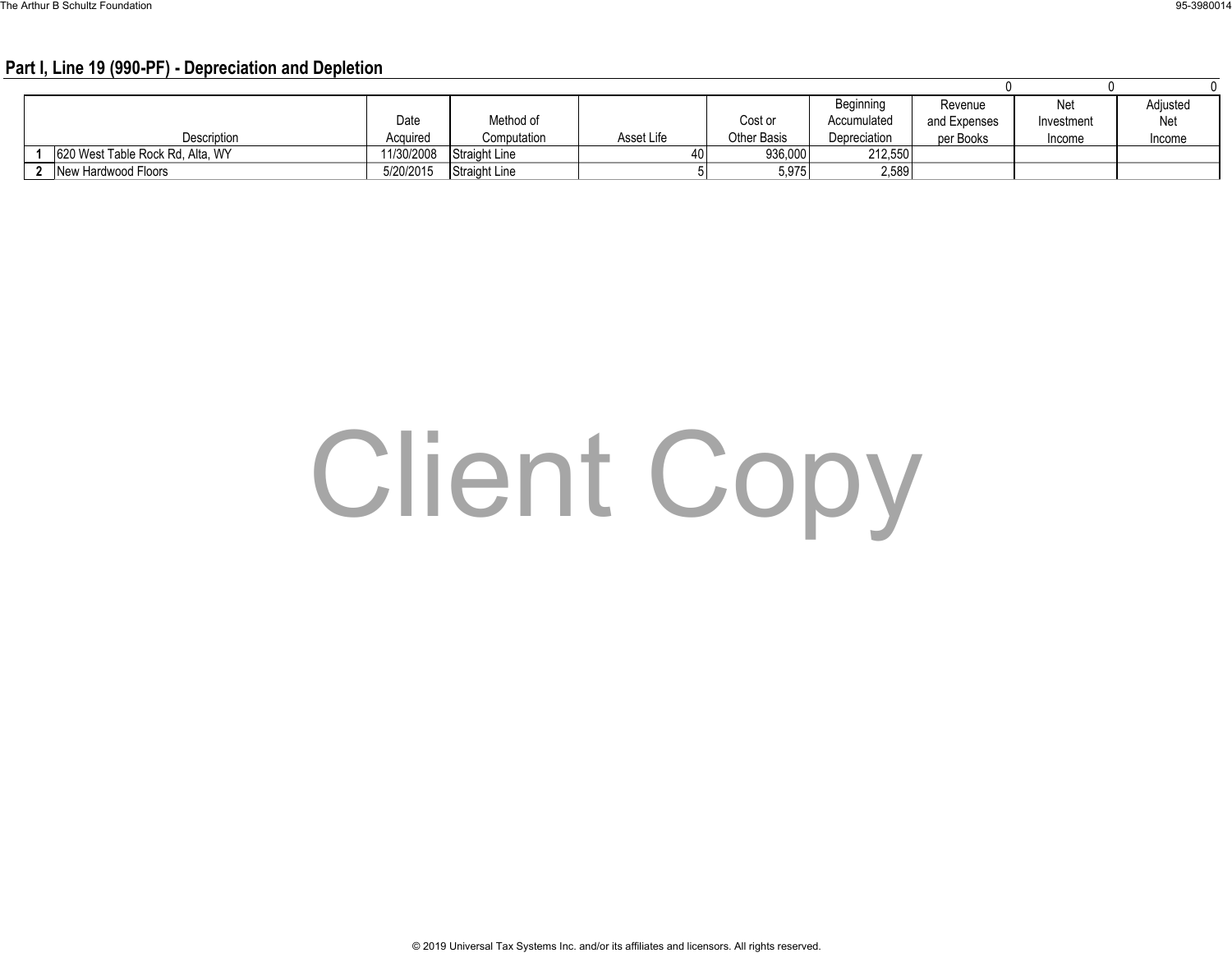## Part I, Line 19 (990-PF) - Depreciation and Depletion

| | | | | | | | 0 | 0 | 0 |
|---|---|---|---|---|---|---|---|---|---|
| | Description | Date Acquired | Method of Computation | Asset Life | Cost or Other Basis | Beginning Accumulated Depreciation | Revenue and Expenses per Books | Net Investment Income | Adjusted Net Income |
| 1 | 620 West Table Rock Rd, Alta, WY | 11/30/2008 | Straight Line | 40 | 936,000 | 212,550 | | | |
| 2 | New Hardwood Floors | 5/20/2015 | Straight Line | 5 | 5,975 | 2,589 | | | |

Client Copy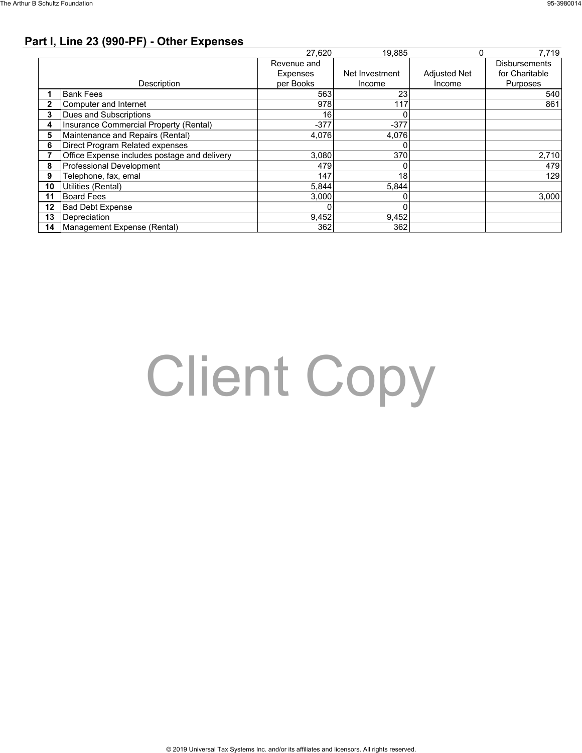## Part I, Line 23 (990-PF) - Other Expenses

| | Description | Revenue and Expenses per Books | Net Investment Income | Adjusted Net Income | Disbursements for Charitable Purposes |
|---|---|---|---|---|---|
| | | 27,620 | 19,885 | 0 | 7,719 |
| 1 | Bank Fees | 563 | 23 | | 540 |
| 2 | Computer and Internet | 978 | 117 | | 861 |
| 3 | Dues and Subscriptions | 16 | 0 | | |
| 4 | Insurance Commercial Property (Rental) | -377 | -377 | | |
| 5 | Maintenance and Repairs (Rental) | 4,076 | 4,076 | | |
| 6 | Direct Program Related expenses | | 0 | | |
| 7 | Office Expense includes postage and delivery | 3,080 | 370 | | 2,710 |
| 8 | Professional Development | 479 | 0 | | 479 |
| 9 | Telephone, fax, emal | 147 | 18 | | 129 |
| 10 | Utilities (Rental) | 5,844 | 5,844 | | |
| 11 | Board Fees | 3,000 | 0 | | 3,000 |
| 12 | Bad Debt Expense | 0 | 0 | | |
| 13 | Depreciation | 9,452 | 9,452 | | |
| 14 | Management Expense (Rental) | 362 | 362 | | |

Client Copy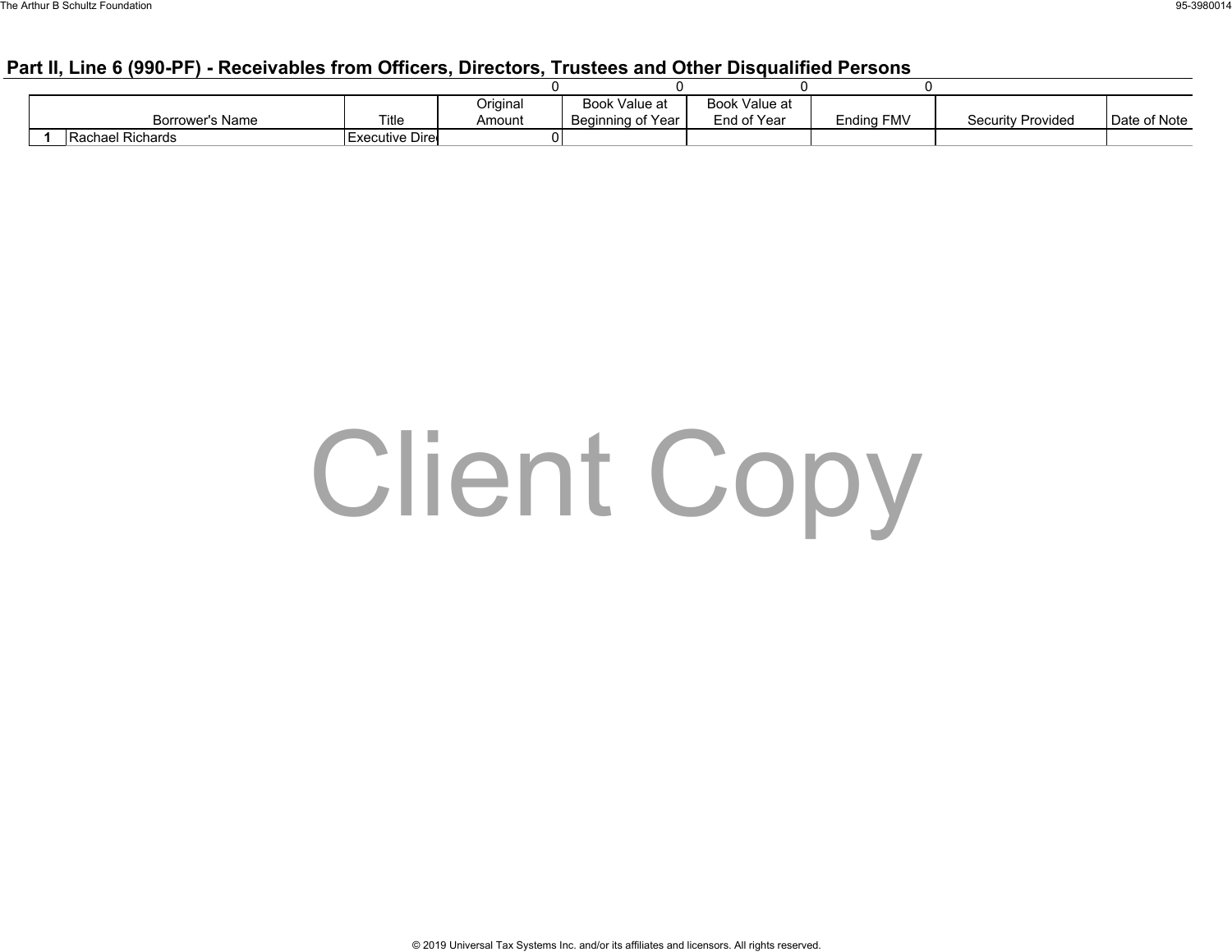## Part II, Line 6 (990-PF) - Receivables from Officers, Directors, Trustees and Other Disqualified Persons

| | Borrower's Name | Title | Original Amount | Book Value at Beginning of Year | Book Value at End of Year | Ending FMV | Security Provided | Date of Note |
|---|---|---|---|---|---|---|---|---|
| | | | 0 | 0 | 0 | 0 | | |
| 1 | Rachael Richards | Executive Dire | 0 | | | | | |

Client Copy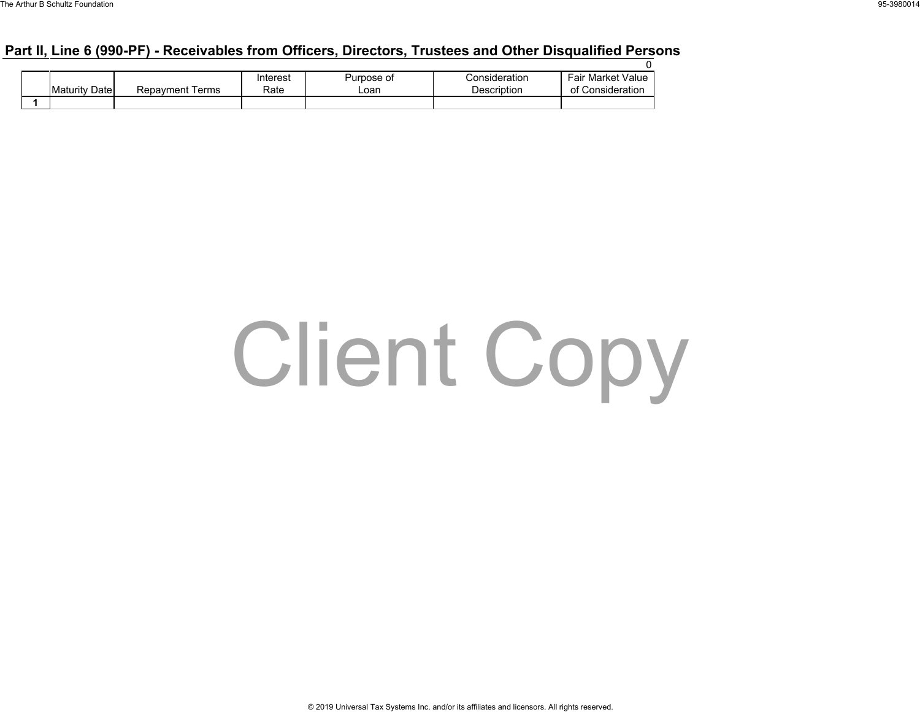## Part II, Line 6 (990-PF) - Receivables from Officers, Directors, Trustees and Other Disqualified Persons

0

| | Maturity Date | Repayment Terms | Interest Rate | Purpose of Loan | Consideration Description | Fair Market Value of Consideration |
|---|---|---|---|---|---|---|
| 1 | | | | | | |

Client Copy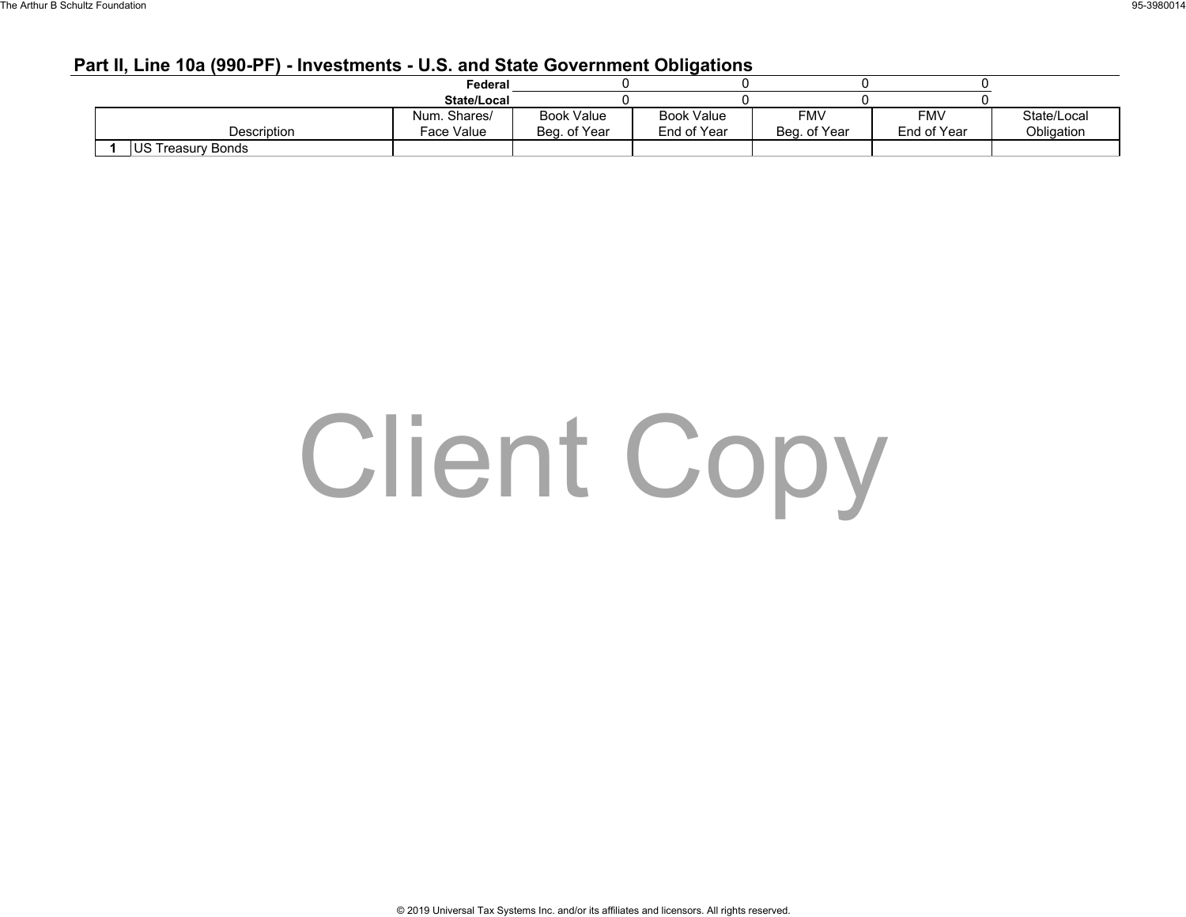## Part II, Line 10a (990-PF) - Investments - U.S. and State Government Obligations

| | | Num. Shares/ Face Value | Book Value Beg. of Year | Book Value End of Year | FMV Beg. of Year | FMV End of Year | State/Local Obligation |
|---|---|---|---|---|---|---|---|
| | **Federal** | | 0 | 0 | 0 | 0 | |
| | **State/Local** | | 0 | 0 | 0 | 0 | |
| **1** | US Treasury Bonds | | | | | | |

Client Copy

© 2019 Universal Tax Systems Inc. and/or its affiliates and licensors. All rights reserved.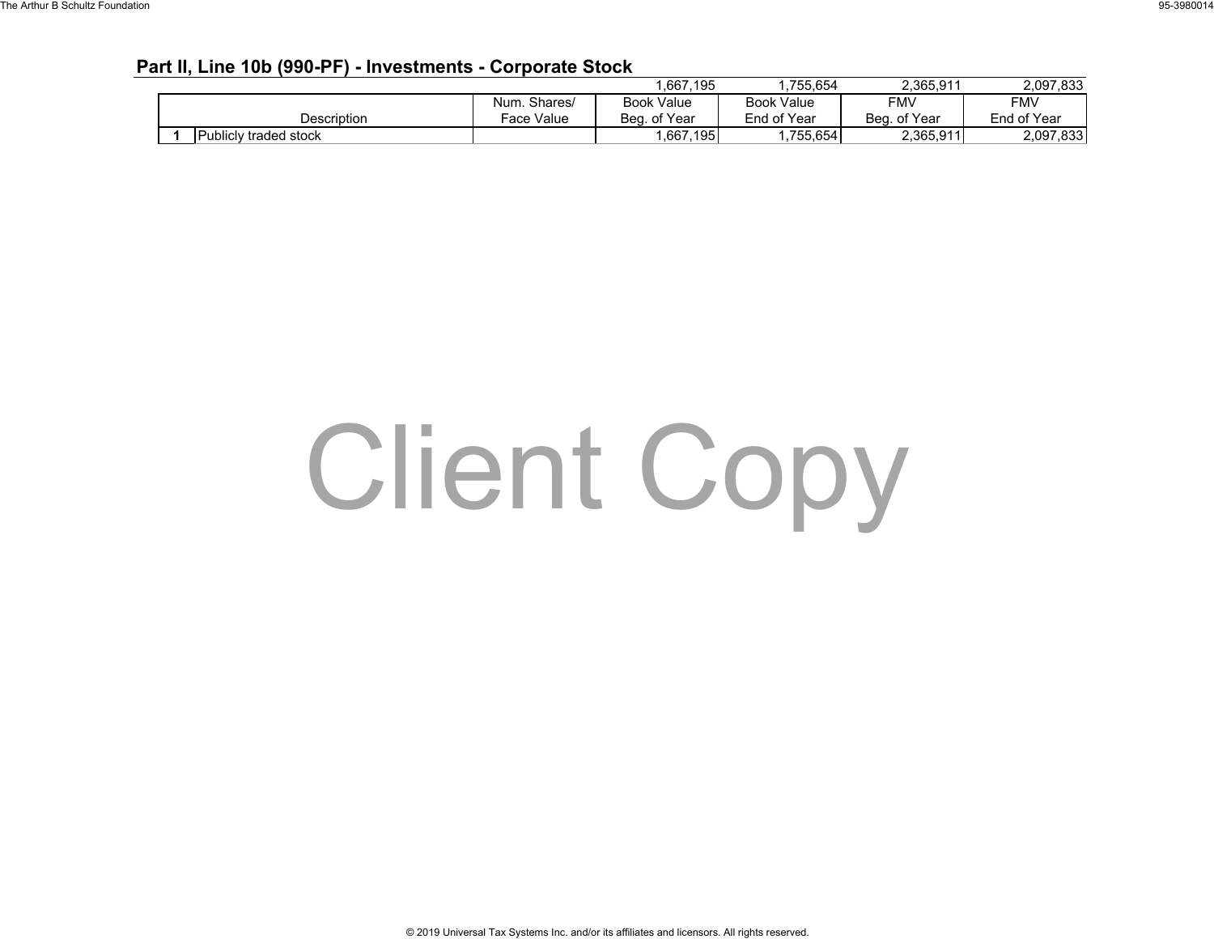## Part II, Line 10b (990-PF) - Investments - Corporate Stock

| | Description | Num. Shares/ Face Value | Book Value Beg. of Year | Book Value End of Year | FMV Beg. of Year | FMV End of Year |
|---|---|---|---|---|---|---|
| | | | 1,667,195 | 1,755,654 | 2,365,911 | 2,097,833 |
| 1 | Publicly traded stock | | 1,667,195 | 1,755,654 | 2,365,911 | 2,097,833 |

Client Copy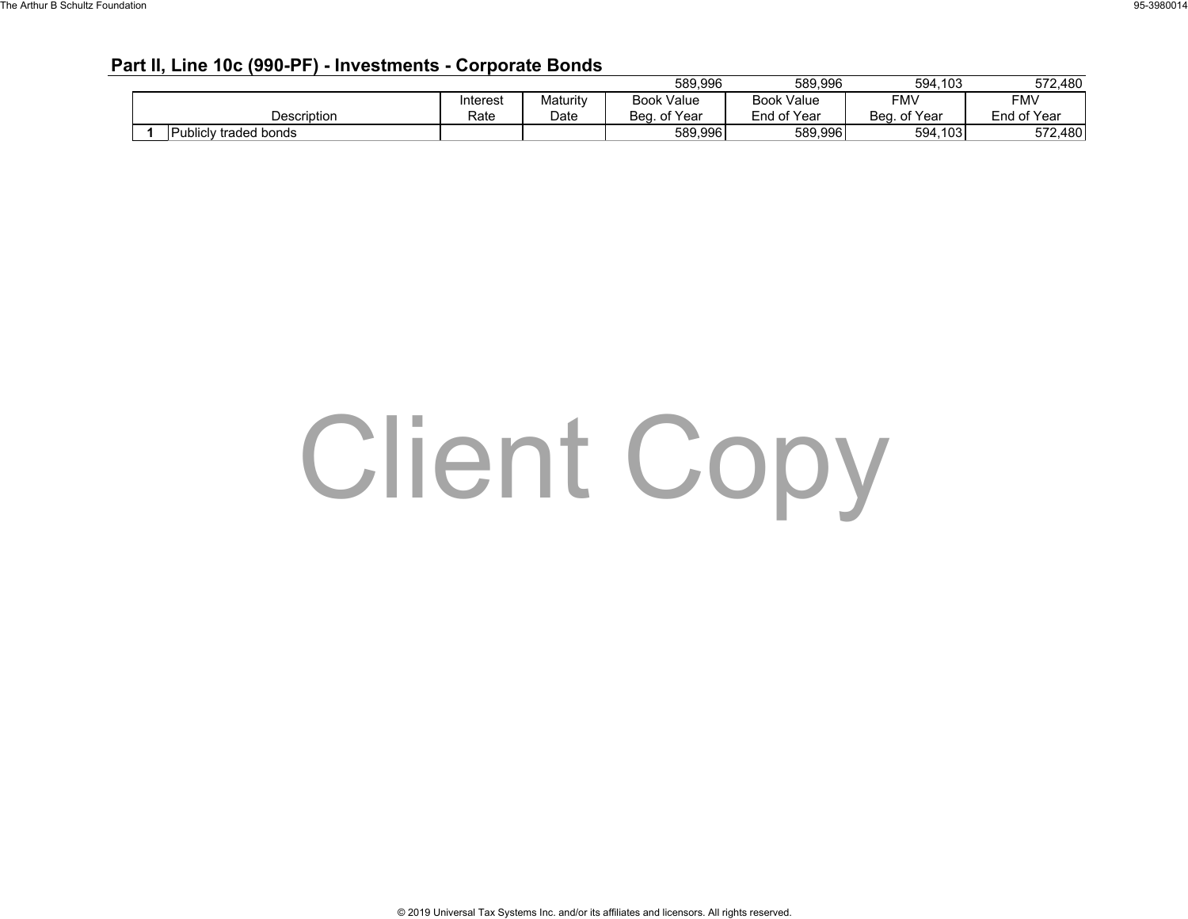## Part II, Line 10c (990-PF) - Investments - Corporate Bonds

| | Description | Interest Rate | Maturity Date | Book Value Beg. of Year | Book Value End of Year | FMV Beg. of Year | FMV End of Year |
|---|---|---|---|---|---|---|---|
| | | | | 589,996 | 589,996 | 594,103 | 572,480 |
| 1 | Publicly traded bonds | | | 589,996 | 589,996 | 594,103 | 572,480 |

Client Copy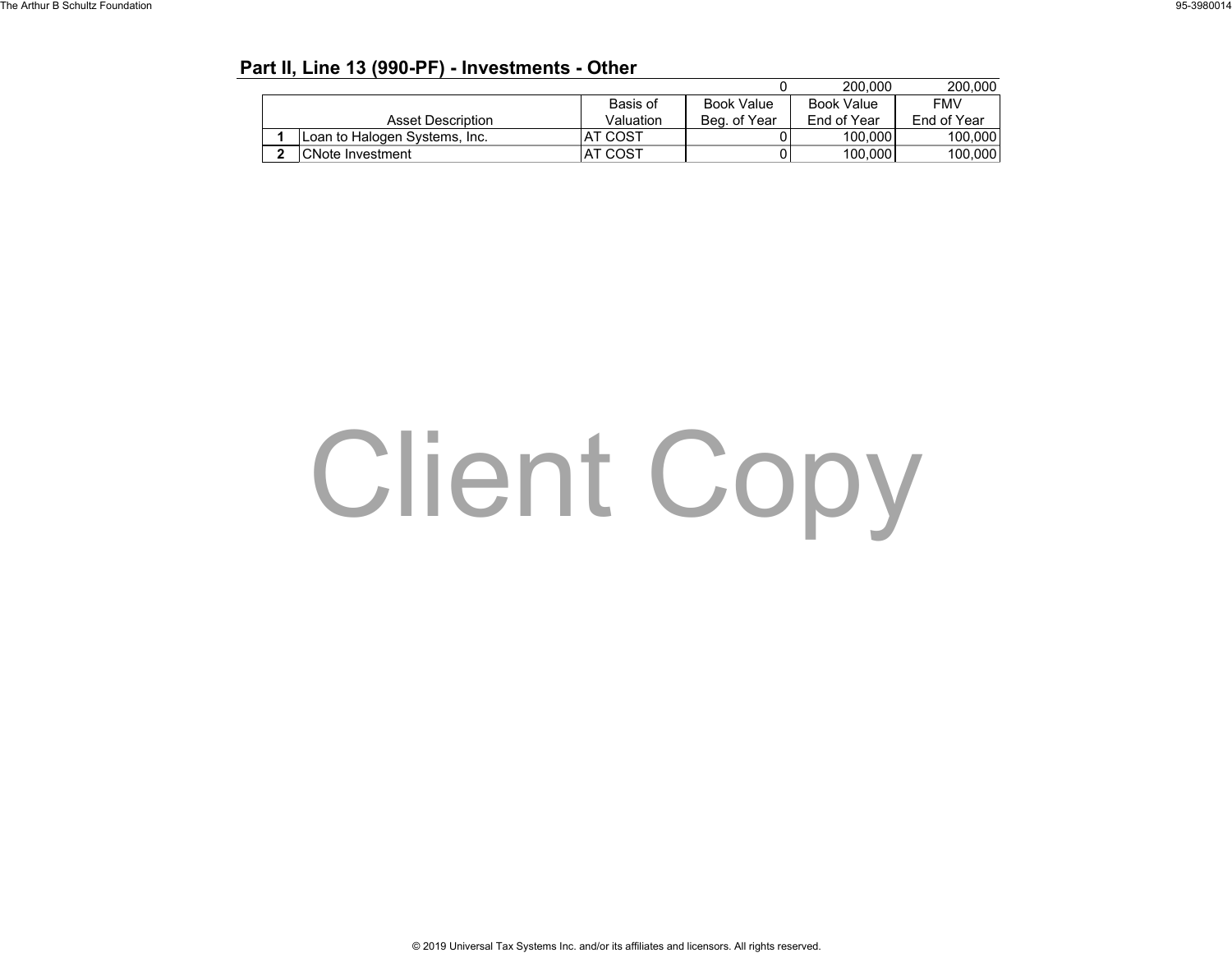## Part II, Line 13 (990-PF) - Investments - Other

| | Asset Description | Basis of Valuation | Book Value Beg. of Year | Book Value End of Year | FMV End of Year |
|---|---|---|---|---|---|
| | | | 0 | 200,000 | 200,000 |
| 1 | Loan to Halogen Systems, Inc. | AT COST | 0 | 100,000 | 100,000 |
| 2 | CNote Investment | AT COST | 0 | 100,000 | 100,000 |

Client Copy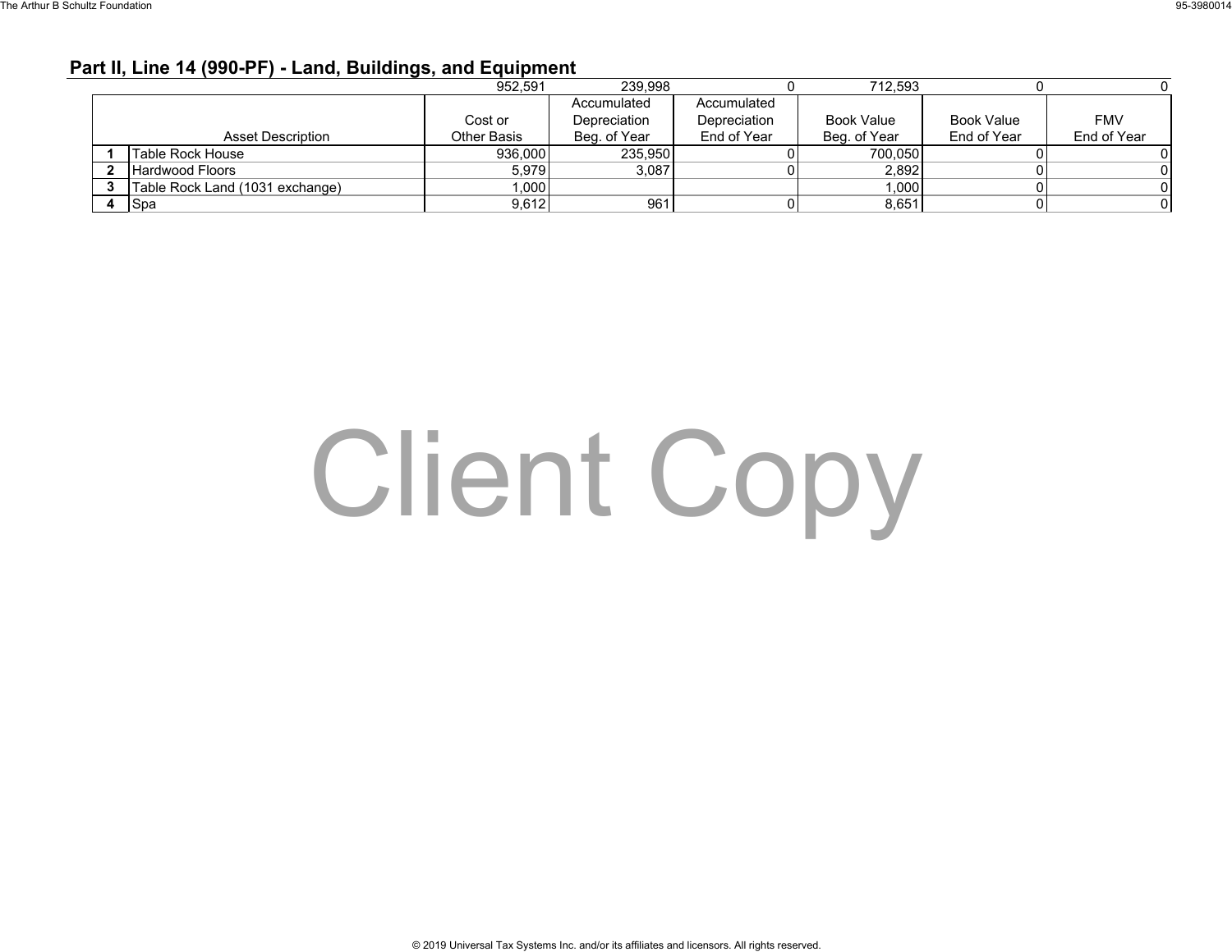## Part II, Line 14 (990-PF) - Land, Buildings, and Equipment

| | Asset Description | Cost or Other Basis | Accumulated Depreciation Beg. of Year | Accumulated Depreciation End of Year | Book Value Beg. of Year | Book Value End of Year | FMV End of Year |
|---|---|---|---|---|---|---|---|
| | | 952,591 | 239,998 | 0 | 712,593 | 0 | 0 |
| 1 | Table Rock House | 936,000 | 235,950 | 0 | 700,050 | 0 | 0 |
| 2 | Hardwood Floors | 5,979 | 3,087 | 0 | 2,892 | 0 | 0 |
| 3 | Table Rock Land (1031 exchange) | 1,000 | | | 1,000 | 0 | 0 |
| 4 | Spa | 9,612 | 961 | 0 | 8,651 | 0 | 0 |

Client Copy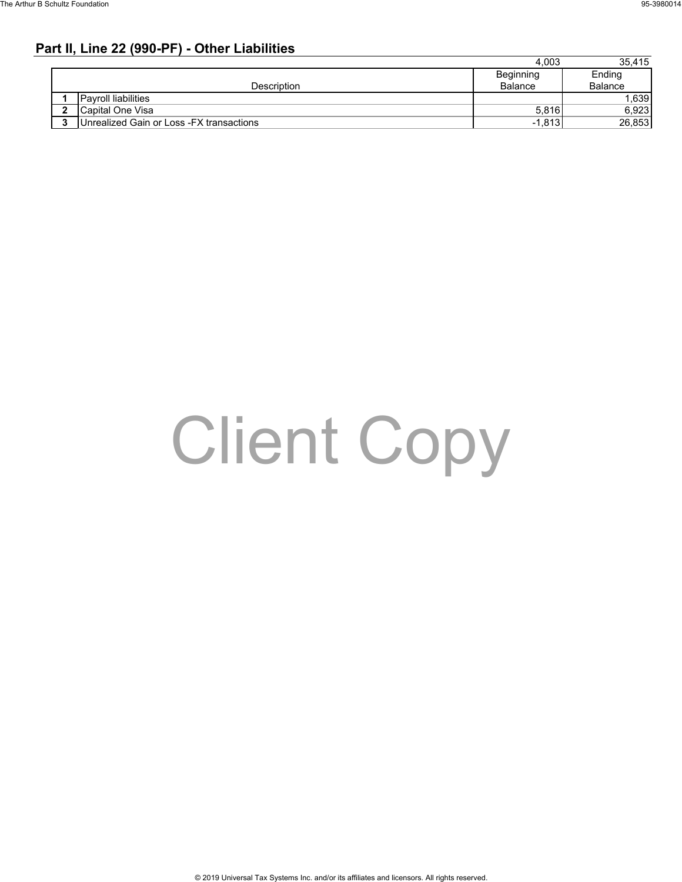## Part II, Line 22 (990-PF) - Other Liabilities

| | Description | Beginning Balance | Ending Balance |
|---|---|---|---|
| | | 4,003 | 35,415 |
| 1 | Payroll liabilities | | 1,639 |
| 2 | Capital One Visa | 5,816 | 6,923 |
| 3 | Unrealized Gain or Loss -FX transactions | -1,813 | 26,853 |

Client Copy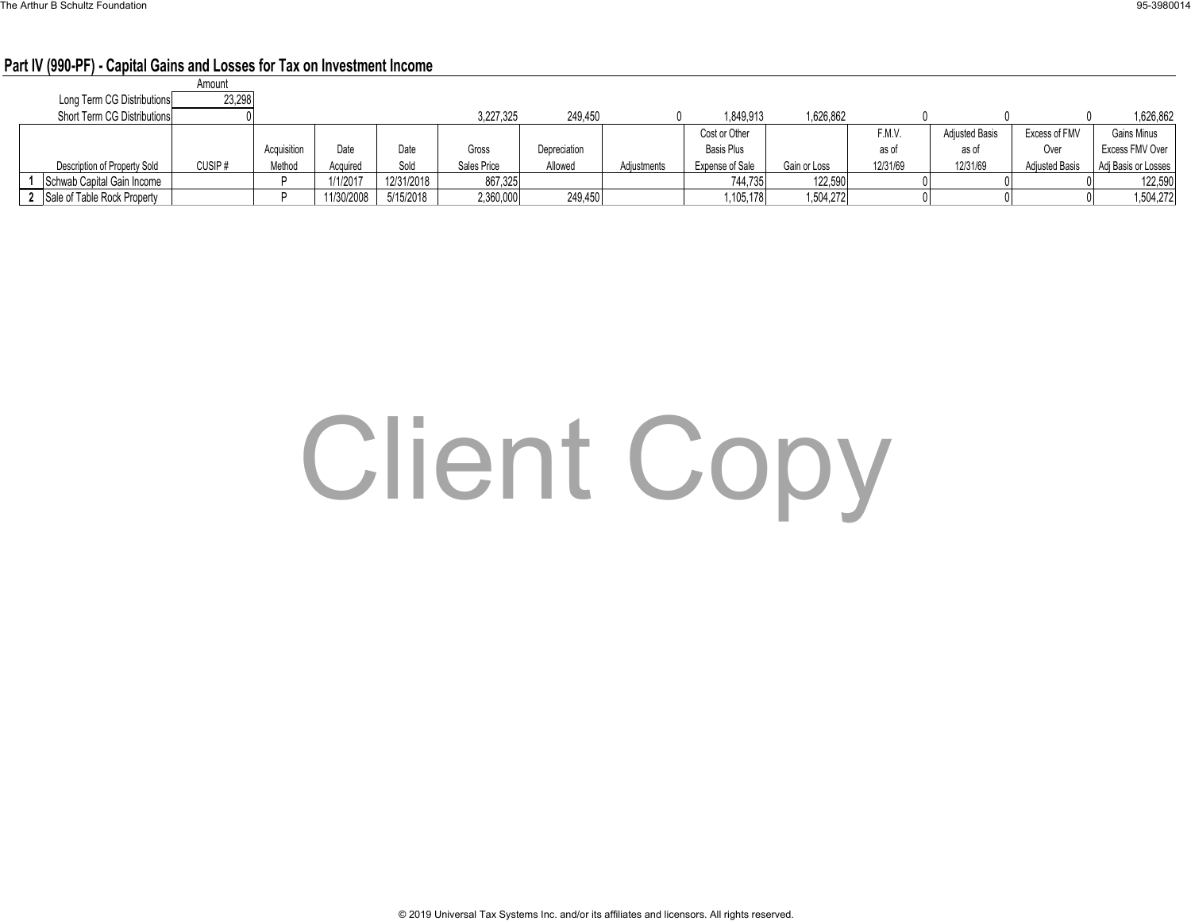## Part IV (990-PF) - Capital Gains and Losses for Tax on Investment Income

| | Amount |
|---|---|
| Long Term CG Distributions | 23,298 |
| Short Term CG Distributions | 0 |

| | Description of Property Sold | CUSIP # | Acquisition Method | Date Acquired | Date Sold | Gross Sales Price | Depreciation Allowed | Adjustments | Cost or Other Basis Plus Expense of Sale | Gain or Loss | F.M.V. as of 12/31/69 | Adjusted Basis as of 12/31/69 | Excess of FMV Over Adjusted Basis | Gains Minus Excess FMV Over Adj Basis or Losses |
|---|---|---|---|---|---|---|---|---|---|---|---|---|---|---|
| | | | | | | 3,227,325 | 249,450 | 0 | 1,849,913 | 1,626,862 | 0 | 0 | 0 | 1,626,862 |
| 1 | Schwab Capital Gain Income | | P | 1/1/2017 | 12/31/2018 | 867,325 | | | 744,735 | 122,590 | 0 | 0 | 0 | 122,590 |
| 2 | Sale of Table Rock Property | | P | 11/30/2008 | 5/15/2018 | 2,360,000 | 249,450 | | 1,105,178 | 1,504,272 | 0 | 0 | 0 | 1,504,272 |

Client Copy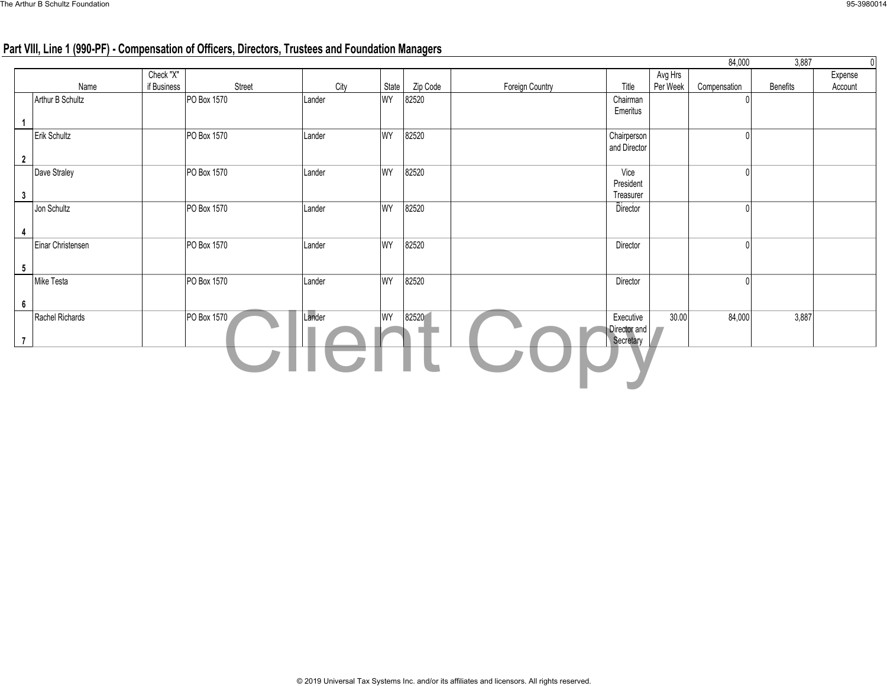## Part VIII, Line 1 (990-PF) - Compensation of Officers, Directors, Trustees and Foundation Managers

| | | | | | | | | | | 84,000 | 3,887 | 0 |
|---|---|---|---|---|---|---|---|---|---|---|---|---|
| | Name | Check "X" if Business | Street | City | State | Zip Code | Foreign Country | Title | Avg Hrs Per Week | Compensation | Benefits | Expense Account |
| 1 | Arthur B Schultz | | PO Box 1570 | Lander | WY | 82520 | | Chairman Emeritus | | 0 | | |
| 2 | Erik Schultz | | PO Box 1570 | Lander | WY | 82520 | | Chairperson and Director | | 0 | | |
| 3 | Dave Straley | | PO Box 1570 | Lander | WY | 82520 | | Vice President Treasurer Director | | 0 | | |
| 4 | Jon Schultz | | PO Box 1570 | Lander | WY | 82520 | | Director | | 0 | | |
| 5 | Einar Christensen | | PO Box 1570 | Lander | WY | 82520 | | Director | | 0 | | |
| 6 | Mike Testa | | PO Box 1570 | Lander | WY | 82520 | | Director | | 0 | | |
| 7 | Rachel Richards | | PO Box 1570 | Lander | WY | 82520 | | Executive Director and Secretary | 30.00 | 84,000 | 3,887 | |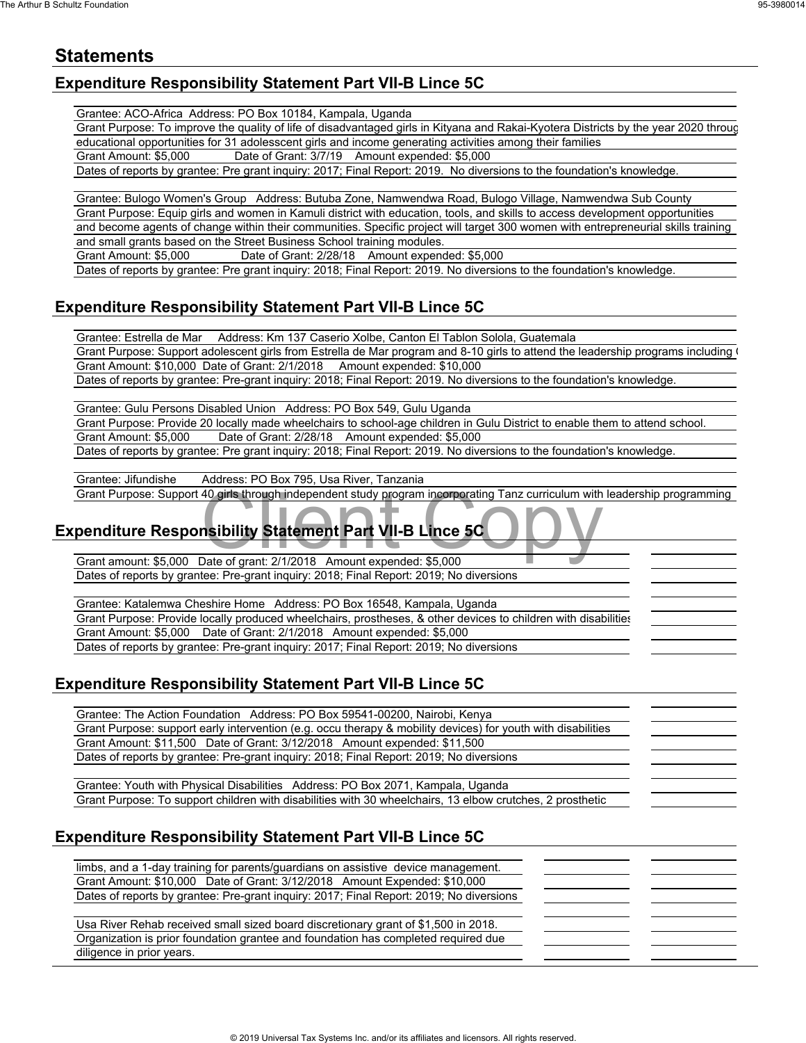## Statements

### Expenditure Responsibility Statement Part VII-B Lince 5C

Grantee: ACO-Africa Address: PO Box 10184, Kampala, Uganda

Grant Purpose: To improve the quality of life of disadvantaged girls in Kityana and Rakai-Kyotera Districts by the year 2020 throug

educational opportunities for 31 adolesscent girls and income generating activities among their families

Grant Amount: $5,000 Date of Grant: 3/7/19 Amount expended: $5,000

Dates of reports by grantee: Pre grant inquiry: 2017; Final Report: 2019. No diversions to the foundation's knowledge.

Grantee: Bulogo Women's Group Address: Butuba Zone, Namwendwa Road, Bulogo Village, Namwendwa Sub County

Grant Purpose: Equip girls and women in Kamuli district with education, tools, and skills to access development opportunities

and become agents of change within their communities. Specific project will target 300 women with entrepreneurial skills training

and small grants based on the Street Business School training modules.

Grant Amount: $5,000 Date of Grant: 2/28/18 Amount expended: $5,000

Dates of reports by grantee: Pre grant inquiry: 2018; Final Report: 2019. No diversions to the foundation's knowledge.

### Expenditure Responsibility Statement Part VII-B Lince 5C

Grantee: Estrella de Mar Address: Km 137 Caserio Xolbe, Canton El Tablon Solola, Guatemala

Grant Purpose: Support adolescent girls from Estrella de Mar program and 8-10 girls to attend the leadership programs including (

Grant Amount: $10,000 Date of Grant: 2/1/2018 Amount expended: $10,000

Dates of reports by grantee: Pre-grant inquiry: 2018; Final Report: 2019. No diversions to the foundation's knowledge.

Grantee: Gulu Persons Disabled Union Address: PO Box 549, Gulu Uganda

Grant Purpose: Provide 20 locally made wheelchairs to school-age children in Gulu District to enable them to attend school.

Grant Amount: $5,000 Date of Grant: 2/28/18 Amount expended: $5,000

Dates of reports by grantee: Pre grant inquiry: 2018; Final Report: 2019. No diversions to the foundation's knowledge.

Grantee: Jifundishe Address: PO Box 795, Usa River, Tanzania

Grant Purpose: Support 40 girls through independent study program incorporating Tanz curriculum with leadership programming

### Expenditure Responsibility Statement Part VII-B Lince 5C

Grant amount: $5,000 Date of grant: 2/1/2018 Amount expended: $5,000

Dates of reports by grantee: Pre-grant inquiry: 2018; Final Report: 2019; No diversions

Grantee: Katalemwa Cheshire Home Address: PO Box 16548, Kampala, Uganda

Grant Purpose: Provide locally produced wheelchairs, prostheses, & other devices to children with disabilities

Grant Amount: $5,000 Date of Grant: 2/1/2018 Amount expended: $5,000

Dates of reports by grantee: Pre-grant inquiry: 2017; Final Report: 2019; No diversions

### Expenditure Responsibility Statement Part VII-B Lince 5C

Grantee: The Action Foundation Address: PO Box 59541-00200, Nairobi, Kenya

Grant Purpose: support early intervention (e.g. occu therapy & mobility devices) for youth with disabilities

Grant Amount: $11,500 Date of Grant: 3/12/2018 Amount expended: $11,500

Dates of reports by grantee: Pre-grant inquiry: 2018; Final Report: 2019; No diversions

Grantee: Youth with Physical Disabilities Address: PO Box 2071, Kampala, Uganda

Grant Purpose: To support children with disabilities with 30 wheelchairs, 13 elbow crutches, 2 prosthetic

### Expenditure Responsibility Statement Part VII-B Lince 5C

limbs, and a 1-day training for parents/guardians on assistive device management.

Grant Amount: $10,000 Date of Grant: 3/12/2018 Amount Expended: $10,000

Dates of reports by grantee: Pre-grant inquiry: 2017; Final Report: 2019; No diversions

Usa River Rehab received small sized board discretionary grant of $1,500 in 2018.

Organization is prior foundation grantee and foundation has completed required due

diligence in prior years.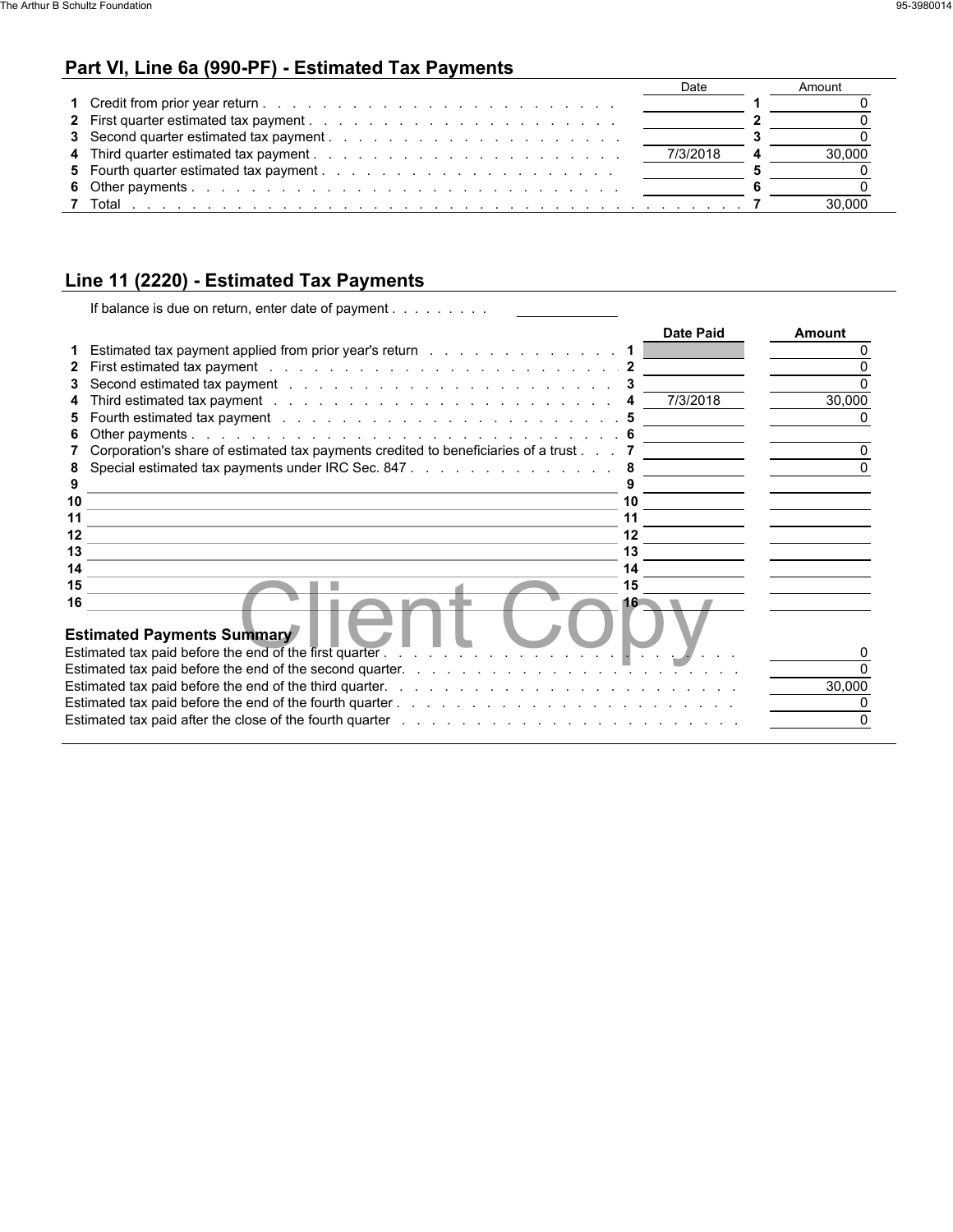## Part VI, Line 6a (990-PF) - Estimated Tax Payments

| | | Date | | Amount |
|---|---|---|---|---|
| 1 | Credit from prior year return | | 1 | 0 |
| 2 | First quarter estimated tax payment | | 2 | 0 |
| 3 | Second quarter estimated tax payment | | 3 | 0 |
| 4 | Third quarter estimated tax payment | 7/3/2018 | 4 | 30,000 |
| 5 | Fourth quarter estimated tax payment | | 5 | 0 |
| 6 | Other payments | | 6 | 0 |
| 7 | Total | | 7 | 30,000 |

## Line 11 (2220) - Estimated Tax Payments

If balance is due on return, enter date of payment

| | | | Date Paid | Amount |
|---|---|---|---|---|
| 1 | Estimated tax payment applied from prior year's return | 1 | | 0 |
| 2 | First estimated tax payment | 2 | | 0 |
| 3 | Second estimated tax payment | 3 | | 0 |
| 4 | Third estimated tax payment | 4 | 7/3/2018 | 30,000 |
| 5 | Fourth estimated tax payment | 5 | | 0 |
| 6 | Other payments | 6 | | |
| 7 | Corporation's share of estimated tax payments credited to beneficiaries of a trust | 7 | | 0 |
| 8 | Special estimated tax payments under IRC Sec. 847 | 8 | | 0 |
| 9 | | 9 | | |
| 10 | | 10 | | |
| 11 | | 11 | | |
| 12 | | 12 | | |
| 13 | | 13 | | |
| 14 | | 14 | | |
| 15 | | 15 | | |
| 16 | | 16 | | |

**Estimated Payments Summary**

| | |
|---|---|
| Estimated tax paid before the end of the first quarter | 0 |
| Estimated tax paid before the end of the second quarter | 0 |
| Estimated tax paid before the end of the third quarter | 30,000 |
| Estimated tax paid before the end of the fourth quarter | 0 |
| Estimated tax paid after the close of the fourth quarter | 0 |

Client Copy